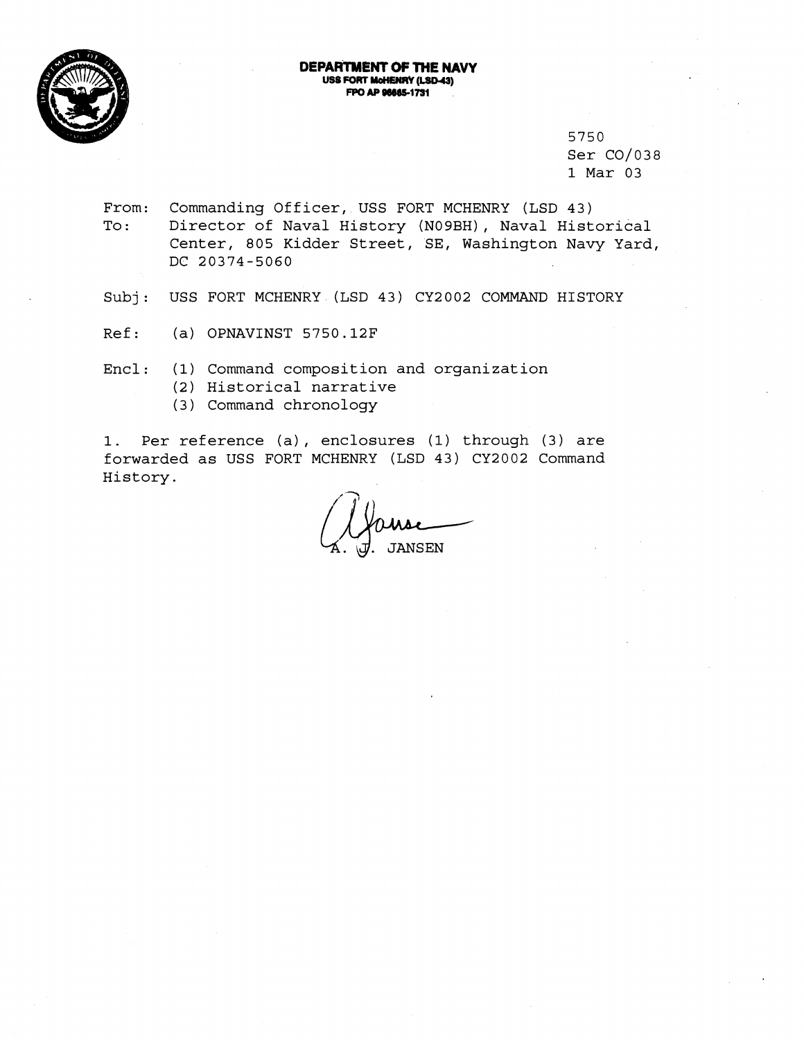**DEPARTMENT OF THE NAVY**
**USS FORT McHENRY (LSD-43)**
**FPO AP 96665-1731**

5750
Ser CO/038
1 Mar 03

From: Commanding Officer, USS FORT MCHENRY (LSD 43)
To: Director of Naval History (N09BH), Naval Historical Center, 805 Kidder Street, SE, Washington Navy Yard, DC 20374-5060

Subj: USS FORT MCHENRY (LSD 43) CY2002 COMMAND HISTORY

Ref: (a) OPNAVINST 5750.12F

Encl: (1) Command composition and organization
(2) Historical narrative
(3) Command chronology

1. Per reference (a), enclosures (1) through (3) are forwarded as USS FORT MCHENRY (LSD 43) CY2002 Command History.

A. J. JANSEN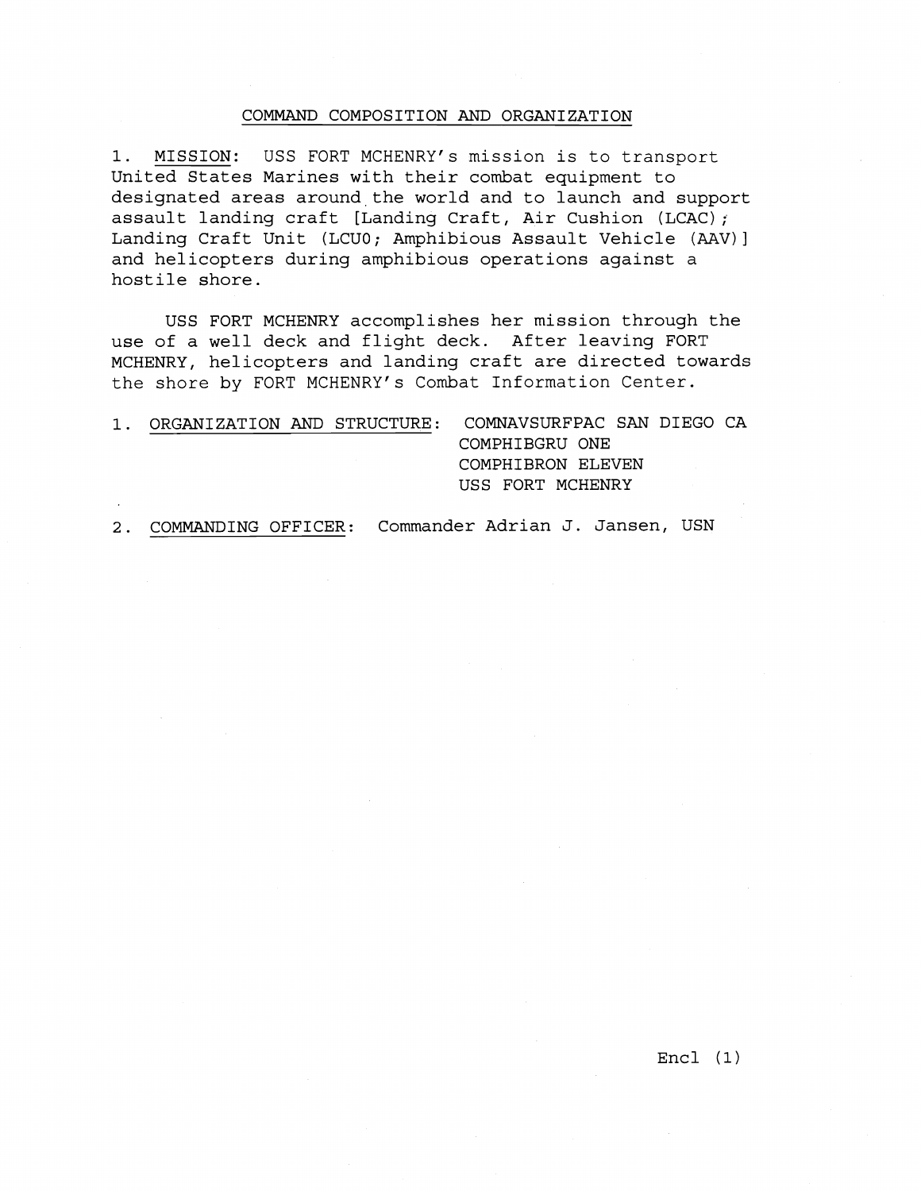## COMMAND COMPOSITION AND ORGANIZATION

1. MISSION: USS FORT MCHENRY's mission is to transport United States Marines with their combat equipment to designated areas around the world and to launch and support assault landing craft [Landing Craft, Air Cushion (LCAC); Landing Craft Unit (LCU0; Amphibious Assault Vehicle (AAV)] and helicopters during amphibious operations against a hostile shore.

   USS FORT MCHENRY accomplishes her mission through the use of a well deck and flight deck. After leaving FORT MCHENRY, helicopters and landing craft are directed towards the shore by FORT MCHENRY's Combat Information Center.

1. ORGANIZATION AND STRUCTURE: COMNAVSURFPAC SAN DIEGO CA
   COMPHIBGRU ONE
   COMPHIBRON ELEVEN
   USS FORT MCHENRY

2. COMMANDING OFFICER: Commander Adrian J. Jansen, USN

Encl (1)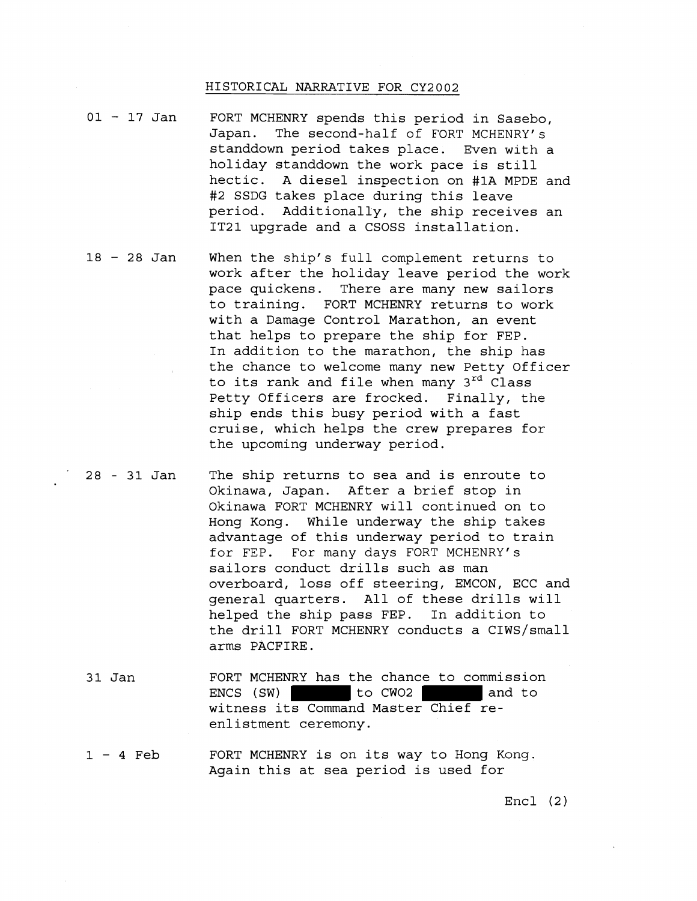## HISTORICAL NARRATIVE FOR CY2002

| | |
|---|---|
| 01 - 17 Jan | FORT MCHENRY spends this period in Sasebo, Japan. The second-half of FORT MCHENRY's standdown period takes place. Even with a holiday standdown the work pace is still hectic. A diesel inspection on #1A MPDE and #2 SSDG takes place during this leave period. Additionally, the ship receives an IT21 upgrade and a CSOSS installation. |
| 18 - 28 Jan | When the ship's full complement returns to work after the holiday leave period the work pace quickens. There are many new sailors to training. FORT MCHENRY returns to work with a Damage Control Marathon, an event that helps to prepare the ship for FEP. In addition to the marathon, the ship has the chance to welcome many new Petty Officer to its rank and file when many 3rd Class Petty Officers are frocked. Finally, the ship ends this busy period with a fast cruise, which helps the crew prepares for the upcoming underway period. |
| 28 - 31 Jan | The ship returns to sea and is enroute to Okinawa, Japan. After a brief stop in Okinawa FORT MCHENRY will continued on to Hong Kong. While underway the ship takes advantage of this underway period to train for FEP. For many days FORT MCHENRY's sailors conduct drills such as man overboard, loss off steering, EMCON, ECC and general quarters. All of these drills will helped the ship pass FEP. In addition to the drill FORT MCHENRY conducts a CIWS/small arms PACFIRE. |
| 31 Jan | FORT MCHENRY has the chance to commission ENCS (SW) ██████ to CWO2 ██████ and to witness its Command Master Chief re-enlistment ceremony. |
| 1 - 4 Feb | FORT MCHENRY is on its way to Hong Kong. Again this at sea period is used for |

Encl (2)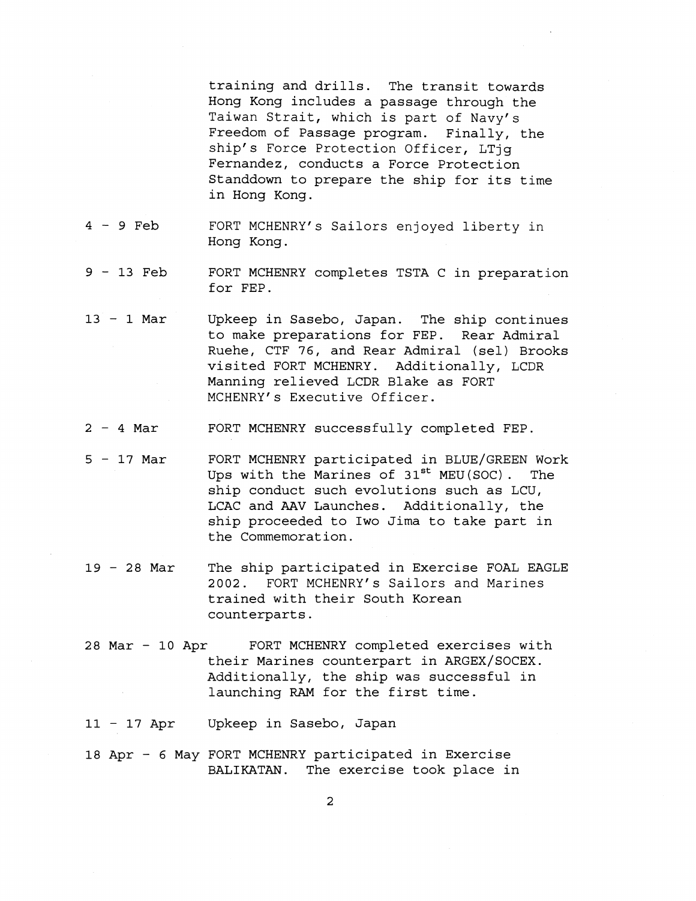training and drills. The transit towards Hong Kong includes a passage through the Taiwan Strait, which is part of Navy's Freedom of Passage program. Finally, the ship's Force Protection Officer, LTjg Fernandez, conducts a Force Protection Standdown to prepare the ship for its time in Hong Kong.

4 - 9 Feb — FORT MCHENRY's Sailors enjoyed liberty in Hong Kong.

9 - 13 Feb — FORT MCHENRY completes TSTA C in preparation for FEP.

13 - 1 Mar — Upkeep in Sasebo, Japan. The ship continues to make preparations for FEP. Rear Admiral Ruehe, CTF 76, and Rear Admiral (sel) Brooks visited FORT MCHENRY. Additionally, LCDR Manning relieved LCDR Blake as FORT MCHENRY's Executive Officer.

2 - 4 Mar — FORT MCHENRY successfully completed FEP.

5 - 17 Mar — FORT MCHENRY participated in BLUE/GREEN Work Ups with the Marines of 31st MEU(SOC). The ship conduct such evolutions such as LCU, LCAC and AAV Launches. Additionally, the ship proceeded to Iwo Jima to take part in the Commemoration.

19 - 28 Mar — The ship participated in Exercise FOAL EAGLE 2002. FORT MCHENRY's Sailors and Marines trained with their South Korean counterparts.

28 Mar - 10 Apr — FORT MCHENRY completed exercises with their Marines counterpart in ARGEX/SOCEX. Additionally, the ship was successful in launching RAM for the first time.

11 - 17 Apr — Upkeep in Sasebo, Japan

18 Apr - 6 May — FORT MCHENRY participated in Exercise BALIKATAN. The exercise took place in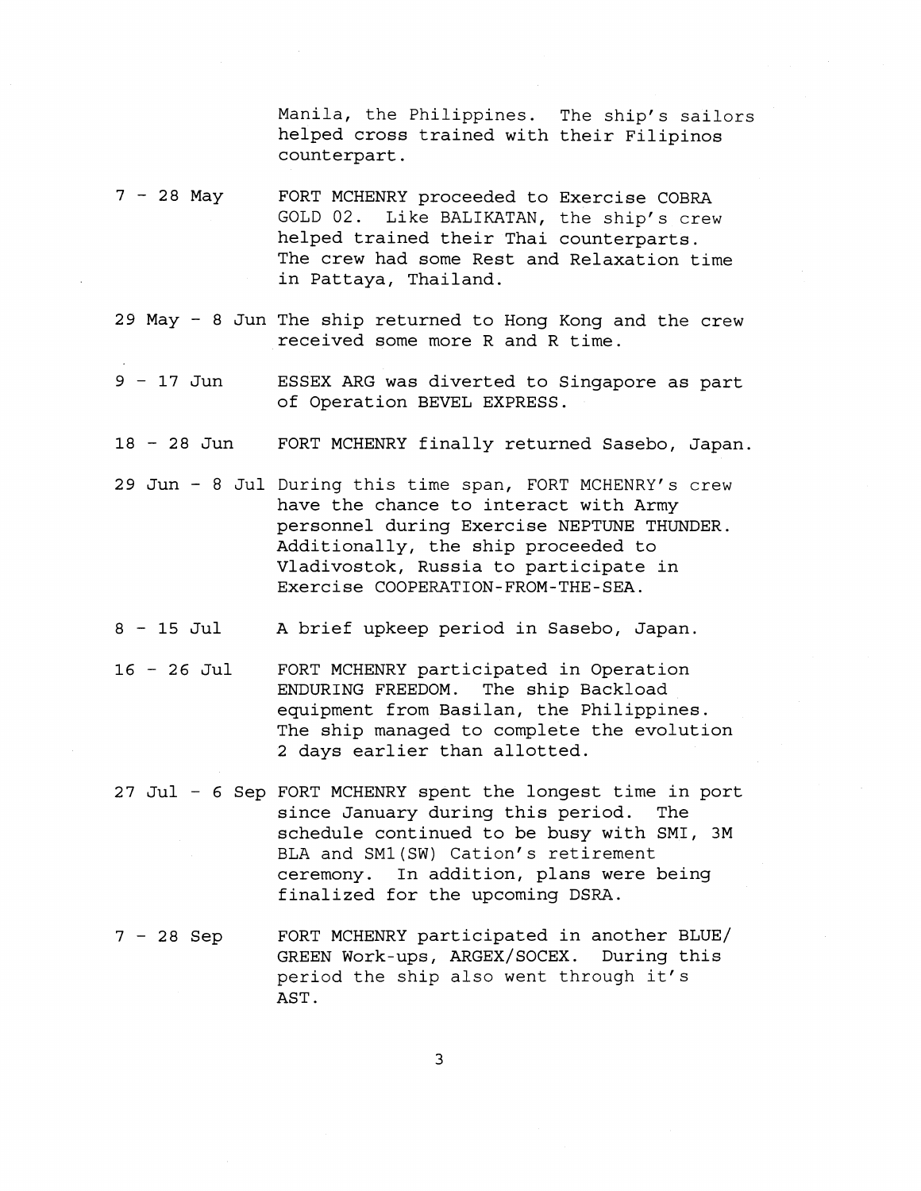Manila, the Philippines. The ship's sailors helped cross trained with their Filipinos counterpart.

| | |
|---|---|
| 7 - 28 May | FORT MCHENRY proceeded to Exercise COBRA GOLD 02. Like BALIKATAN, the ship's crew helped trained their Thai counterparts. The crew had some Rest and Relaxation time in Pattaya, Thailand. |
| 29 May - 8 Jun | The ship returned to Hong Kong and the crew received some more R and R time. |
| 9 - 17 Jun | ESSEX ARG was diverted to Singapore as part of Operation BEVEL EXPRESS. |
| 18 - 28 Jun | FORT MCHENRY finally returned Sasebo, Japan. |
| 29 Jun - 8 Jul | During this time span, FORT MCHENRY's crew have the chance to interact with Army personnel during Exercise NEPTUNE THUNDER. Additionally, the ship proceeded to Vladivostok, Russia to participate in Exercise COOPERATION-FROM-THE-SEA. |
| 8 - 15 Jul | A brief upkeep period in Sasebo, Japan. |
| 16 - 26 Jul | FORT MCHENRY participated in Operation ENDURING FREEDOM. The ship Backload equipment from Basilan, the Philippines. The ship managed to complete the evolution 2 days earlier than allotted. |
| 27 Jul - 6 Sep | FORT MCHENRY spent the longest time in port since January during this period. The schedule continued to be busy with SMI, 3M BLA and SM1(SW) Cation's retirement ceremony. In addition, plans were being finalized for the upcoming DSRA. |
| 7 - 28 Sep | FORT MCHENRY participated in another BLUE/ GREEN Work-ups, ARGEX/SOCEX. During this period the ship also went through it's AST. |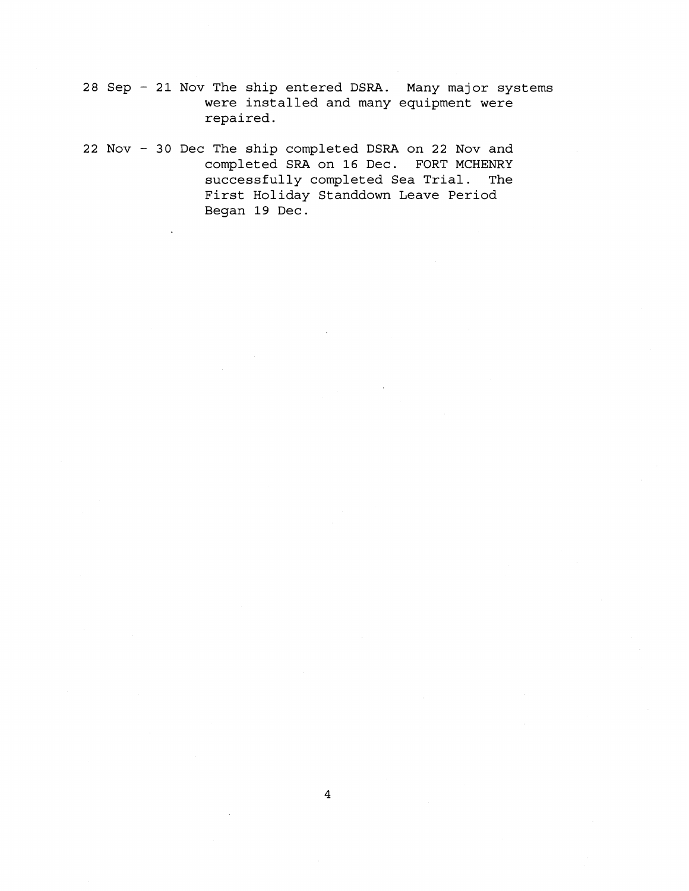28 Sep - 21 Nov The ship entered DSRA. Many major systems were installed and many equipment were repaired.

22 Nov - 30 Dec The ship completed DSRA on 22 Nov and completed SRA on 16 Dec. FORT MCHENRY successfully completed Sea Trial. The First Holiday Standdown Leave Period Began 19 Dec.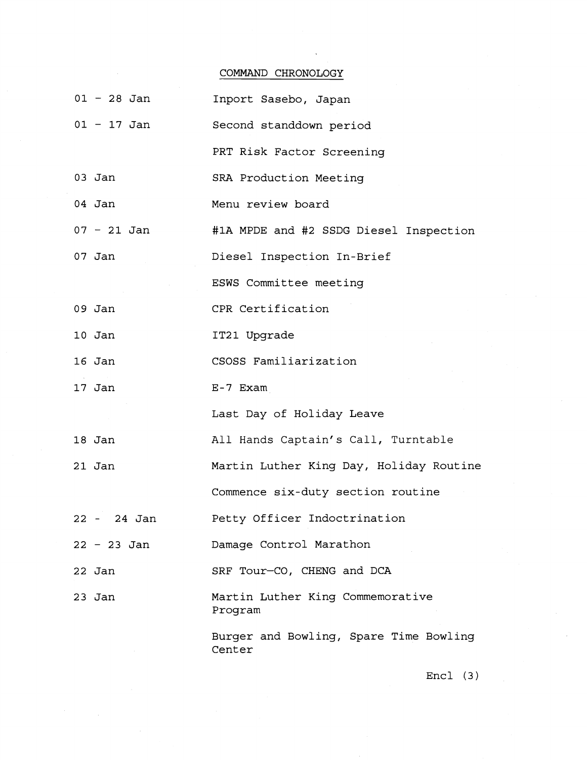# COMMAND CHRONOLOGY

| | |
|---|---|
| 01 – 28 Jan | Inport Sasebo, Japan |
| 01 – 17 Jan | Second standdown period |
| | PRT Risk Factor Screening |
| 03 Jan | SRA Production Meeting |
| 04 Jan | Menu review board |
| 07 – 21 Jan | #1A MPDE and #2 SSDG Diesel Inspection |
| 07 Jan | Diesel Inspection In-Brief |
| | ESWS Committee meeting |
| 09 Jan | CPR Certification |
| 10 Jan | IT21 Upgrade |
| 16 Jan | CSOSS Familiarization |
| 17 Jan | E-7 Exam |
| | Last Day of Holiday Leave |
| 18 Jan | All Hands Captain's Call, Turntable |
| 21 Jan | Martin Luther King Day, Holiday Routine |
| | Commence six-duty section routine |
| 22 - 24 Jan | Petty Officer Indoctrination |
| 22 – 23 Jan | Damage Control Marathon |
| 22 Jan | SRF Tour—CO, CHENG and DCA |
| 23 Jan | Martin Luther King Commemorative Program |
| | Burger and Bowling, Spare Time Bowling Center |

Encl (3)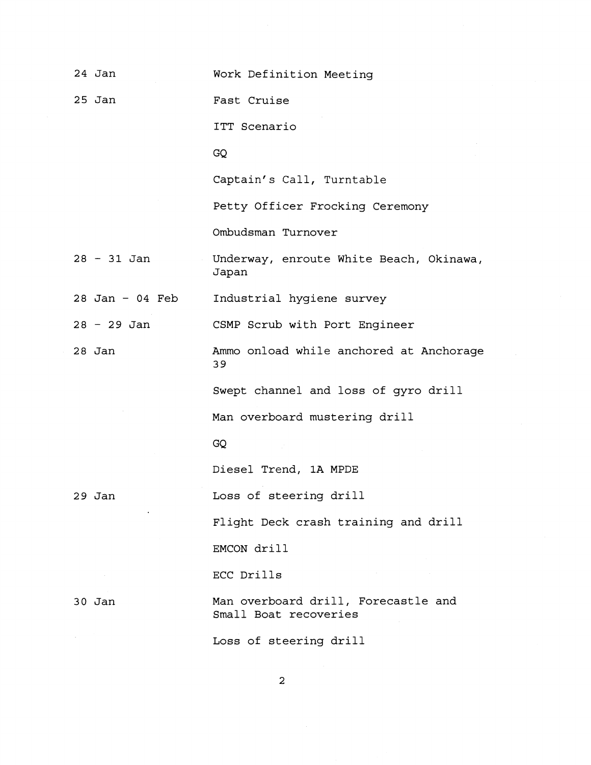| | |
|---|---|
| 24 Jan | Work Definition Meeting |
| 25 Jan | Fast Cruise |
| | ITT Scenario |
| | GQ |
| | Captain's Call, Turntable |
| | Petty Officer Frocking Ceremony |
| | Ombudsman Turnover |
| 28 - 31 Jan | Underway, enroute White Beach, Okinawa, Japan |
| 28 Jan - 04 Feb | Industrial hygiene survey |
| 28 - 29 Jan | CSMP Scrub with Port Engineer |
| 28 Jan | Ammo onload while anchored at Anchorage 39 |
| | Swept channel and loss of gyro drill |
| | Man overboard mustering drill |
| | GQ |
| | Diesel Trend, 1A MPDE |
| 29 Jan | Loss of steering drill |
| | Flight Deck crash training and drill |
| | EMCON drill |
| | ECC Drills |
| 30 Jan | Man overboard drill, Forecastle and Small Boat recoveries |
| | Loss of steering drill |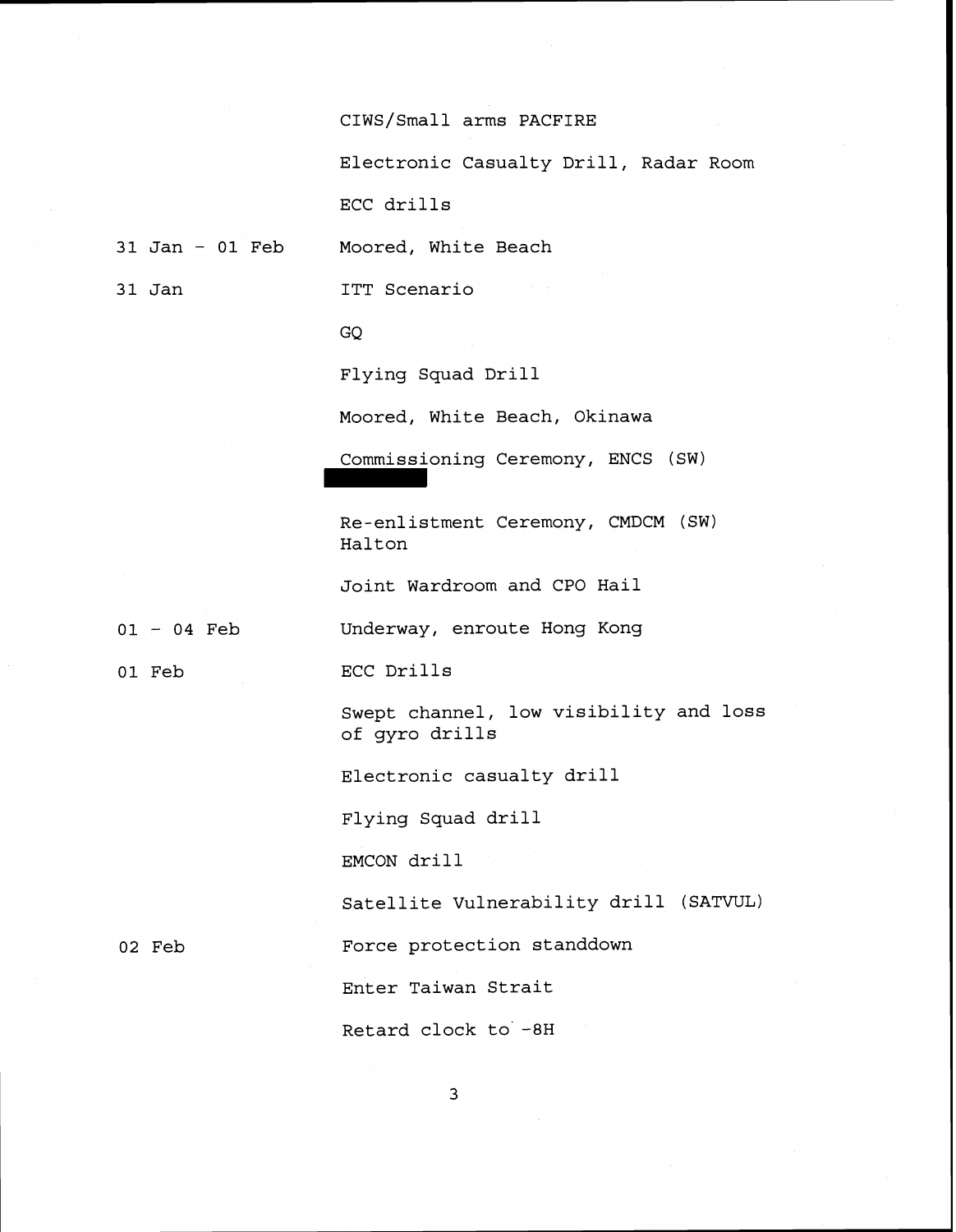| | |
|---|---|
| | CIWS/Small arms PACFIRE |
| | Electronic Casualty Drill, Radar Room |
| | ECC drills |
| 31 Jan - 01 Feb | Moored, White Beach |
| 31 Jan | ITT Scenario |
| | GQ |
| | Flying Squad Drill |
| | Moored, White Beach, Okinawa |
| | Commissioning Ceremony, ENCS (SW) |
| | Re-enlistment Ceremony, CMDCM (SW) Halton |
| | Joint Wardroom and CPO Hail |
| 01 - 04 Feb | Underway, enroute Hong Kong |
| 01 Feb | ECC Drills |
| | Swept channel, low visibility and loss of gyro drills |
| | Electronic casualty drill |
| | Flying Squad drill |
| | EMCON drill |
| | Satellite Vulnerability drill (SATVUL) |
| 02 Feb | Force protection standdown |
| | Enter Taiwan Strait |
| | Retard clock to -8H |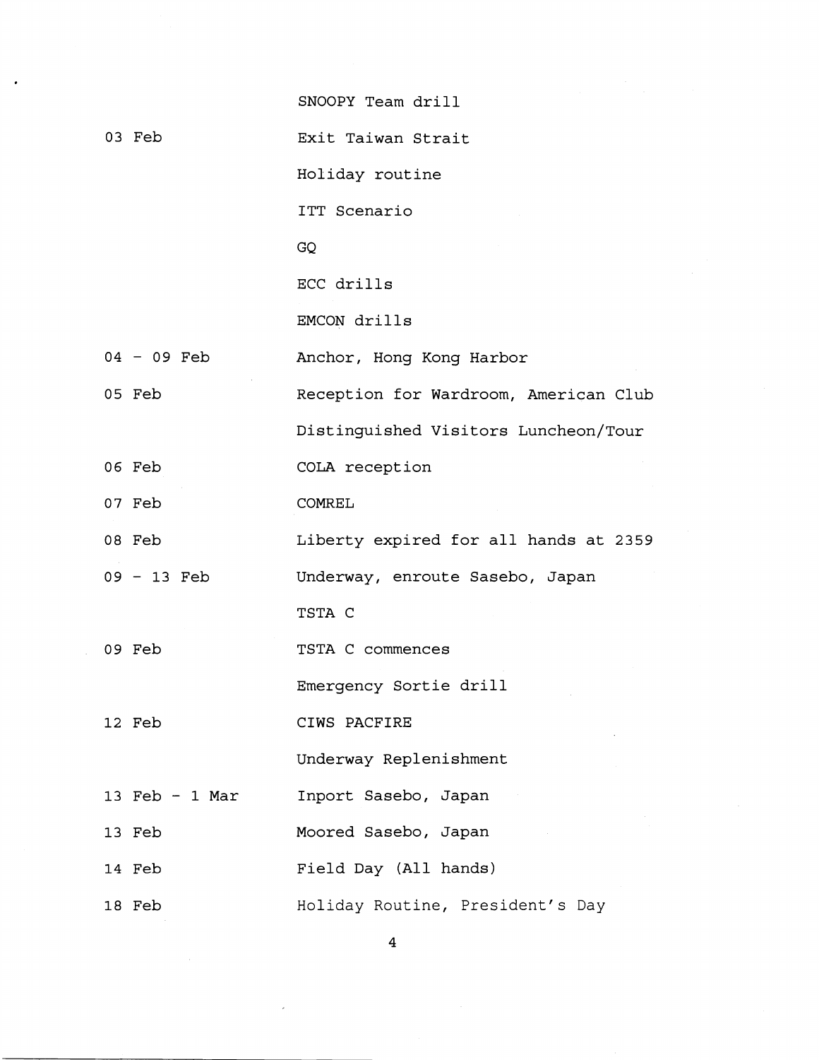| | |
|---|---|
| | SNOOPY Team drill |
| 03 Feb | Exit Taiwan Strait |
| | Holiday routine |
| | ITT Scenario |
| | GQ |
| | ECC drills |
| | EMCON drills |
| 04 - 09 Feb | Anchor, Hong Kong Harbor |
| 05 Feb | Reception for Wardroom, American Club |
| | Distinguished Visitors Luncheon/Tour |
| 06 Feb | COLA reception |
| 07 Feb | COMREL |
| 08 Feb | Liberty expired for all hands at 2359 |
| 09 - 13 Feb | Underway, enroute Sasebo, Japan |
| | TSTA C |
| 09 Feb | TSTA C commences |
| | Emergency Sortie drill |
| 12 Feb | CIWS PACFIRE |
| | Underway Replenishment |
| 13 Feb - 1 Mar | Inport Sasebo, Japan |
| 13 Feb | Moored Sasebo, Japan |
| 14 Feb | Field Day (All hands) |
| 18 Feb | Holiday Routine, President's Day |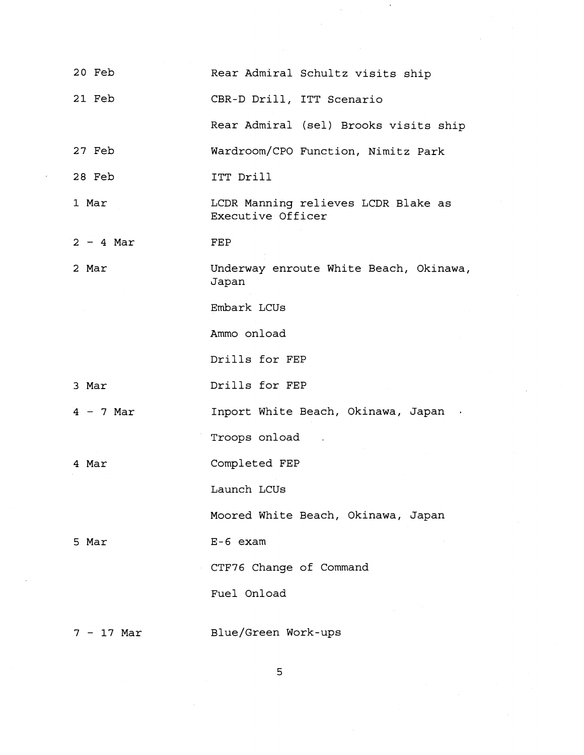| | |
|---|---|
| 20 Feb | Rear Admiral Schultz visits ship |
| 21 Feb | CBR-D Drill, ITT Scenario |
| | Rear Admiral (sel) Brooks visits ship |
| 27 Feb | Wardroom/CPO Function, Nimitz Park |
| 28 Feb | ITT Drill |
| 1 Mar | LCDR Manning relieves LCDR Blake as Executive Officer |
| 2 - 4 Mar | FEP |
| 2 Mar | Underway enroute White Beach, Okinawa, Japan |
| | Embark LCUs |
| | Ammo onload |
| | Drills for FEP |
| 3 Mar | Drills for FEP |
| 4 - 7 Mar | Inport White Beach, Okinawa, Japan |
| | Troops onload |
| 4 Mar | Completed FEP |
| | Launch LCUs |
| | Moored White Beach, Okinawa, Japan |
| 5 Mar | E-6 exam |
| | CTF76 Change of Command |
| | Fuel Onload |
| 7 - 17 Mar | Blue/Green Work-ups |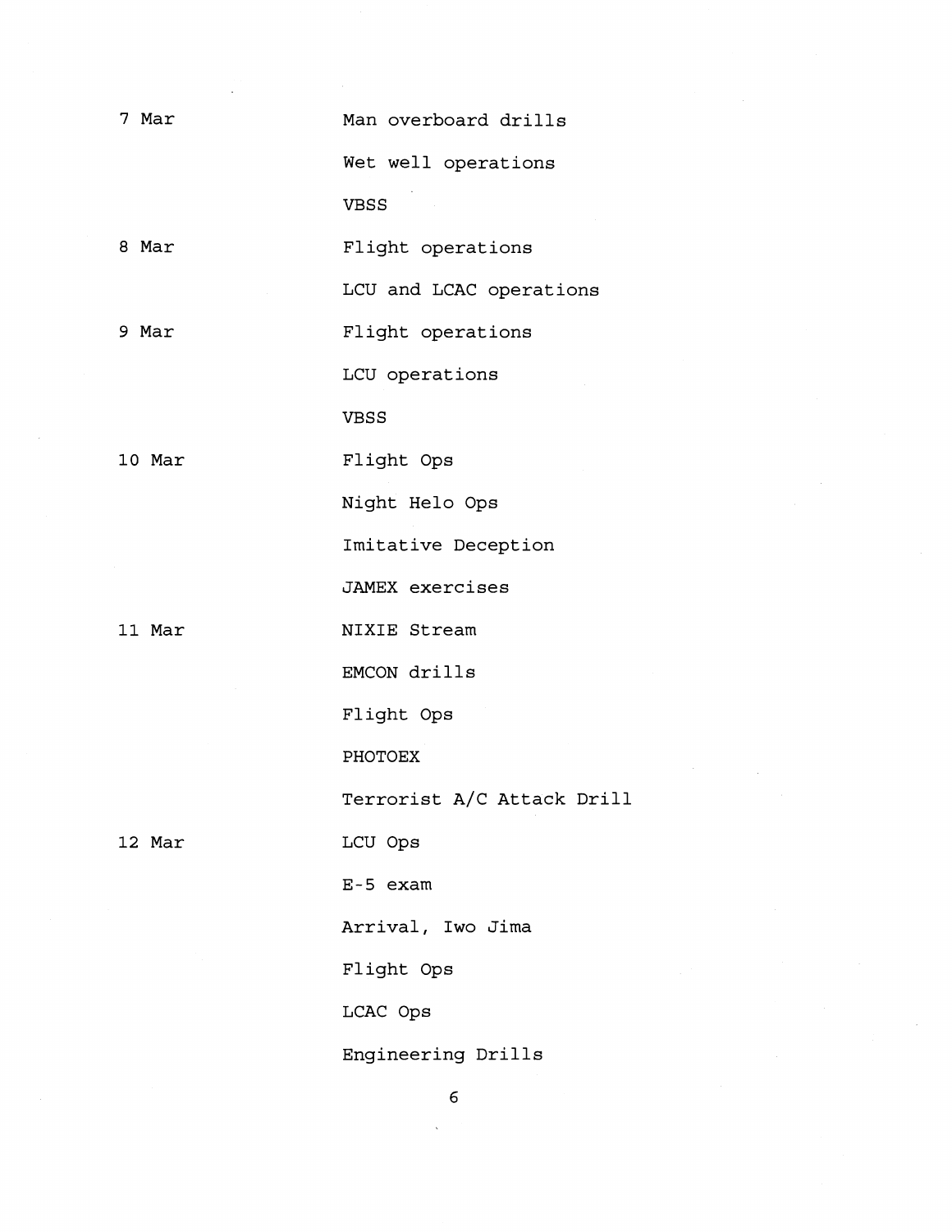| | |
|---|---|
| 7 Mar | Man overboard drills |
| | Wet well operations |
| | VBSS |
| 8 Mar | Flight operations |
| | LCU and LCAC operations |
| 9 Mar | Flight operations |
| | LCU operations |
| | VBSS |
| 10 Mar | Flight Ops |
| | Night Helo Ops |
| | Imitative Deception |
| | JAMEX exercises |
| 11 Mar | NIXIE Stream |
| | EMCON drills |
| | Flight Ops |
| | PHOTOEX |
| | Terrorist A/C Attack Drill |
| 12 Mar | LCU Ops |
| | E-5 exam |
| | Arrival, Iwo Jima |
| | Flight Ops |
| | LCAC Ops |
| | Engineering Drills |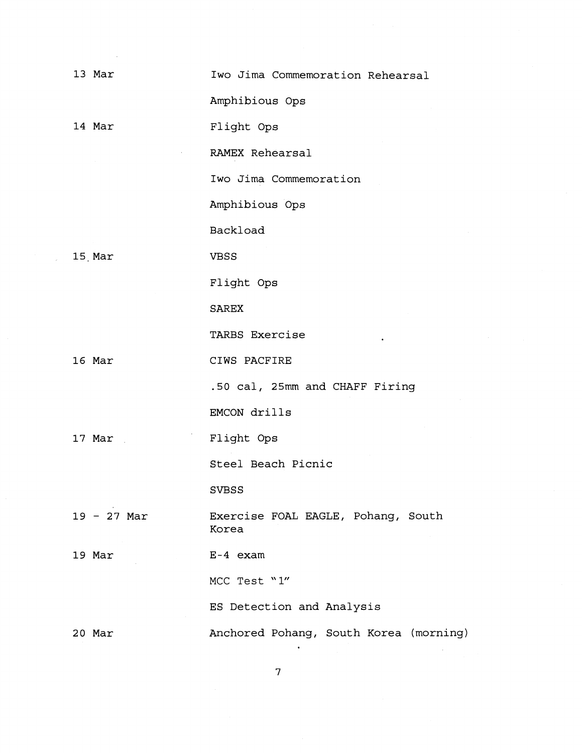| | |
|---|---|
| 13 Mar | Iwo Jima Commemoration Rehearsal |
| | Amphibious Ops |
| 14 Mar | Flight Ops |
| | RAMEX Rehearsal |
| | Iwo Jima Commemoration |
| | Amphibious Ops |
| | Backload |
| 15 Mar | VBSS |
| | Flight Ops |
| | SAREX |
| | TARBS Exercise |
| 16 Mar | CIWS PACFIRE |
| | .50 cal, 25mm and CHAFF Firing |
| | EMCON drills |
| 17 Mar | Flight Ops |
| | Steel Beach Picnic |
| | SVBSS |
| 19 - 27 Mar | Exercise FOAL EAGLE, Pohang, South Korea |
| 19 Mar | E-4 exam |
| | MCC Test "1" |
| | ES Detection and Analysis |
| 20 Mar | Anchored Pohang, South Korea (morning) |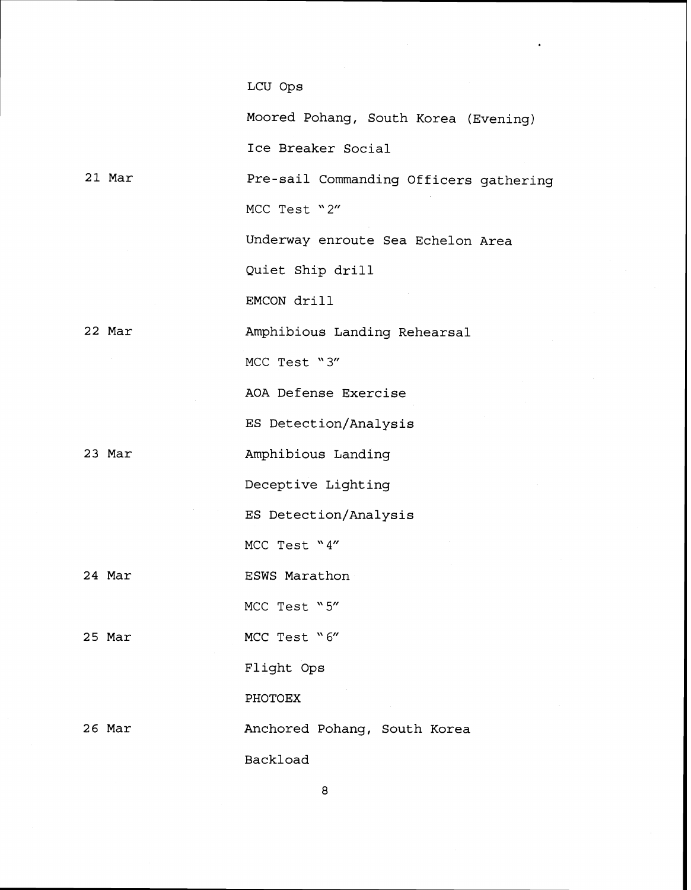| | |
|---|---|
| | LCU Ops |
| | Moored Pohang, South Korea (Evening) |
| | Ice Breaker Social |
| 21 Mar | Pre-sail Commanding Officers gathering |
| | MCC Test "2" |
| | Underway enroute Sea Echelon Area |
| | Quiet Ship drill |
| | EMCON drill |
| 22 Mar | Amphibious Landing Rehearsal |
| | MCC Test "3" |
| | AOA Defense Exercise |
| | ES Detection/Analysis |
| 23 Mar | Amphibious Landing |
| | Deceptive Lighting |
| | ES Detection/Analysis |
| | MCC Test "4" |
| 24 Mar | ESWS Marathon |
| | MCC Test "5" |
| 25 Mar | MCC Test "6" |
| | Flight Ops |
| | PHOTOEX |
| 26 Mar | Anchored Pohang, South Korea |
| | Backload |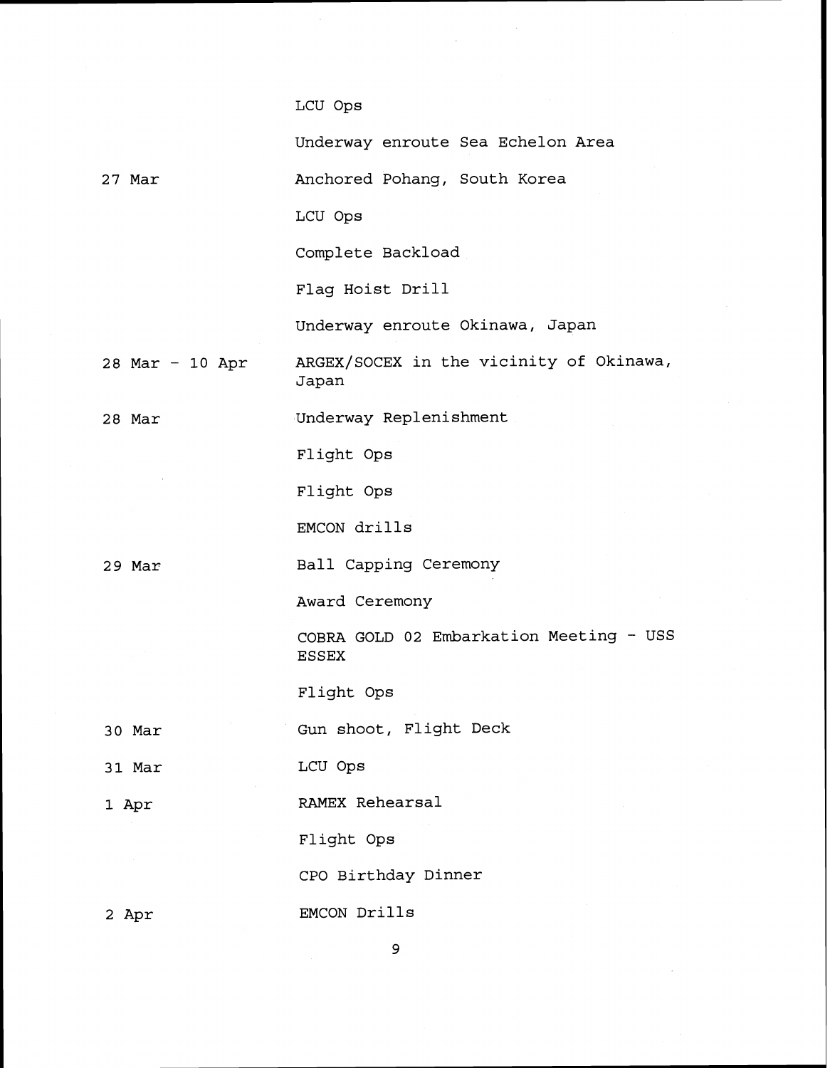|  |  |
| --- | --- |
|  | LCU Ops |
|  | Underway enroute Sea Echelon Area |
| 27 Mar | Anchored Pohang, South Korea |
|  | LCU Ops |
|  | Complete Backload |
|  | Flag Hoist Drill |
|  | Underway enroute Okinawa, Japan |
| 28 Mar - 10 Apr | ARGEX/SOCEX in the vicinity of Okinawa, Japan |
| 28 Mar | Underway Replenishment |
|  | Flight Ops |
|  | Flight Ops |
|  | EMCON drills |
| 29 Mar | Ball Capping Ceremony |
|  | Award Ceremony |
|  | COBRA GOLD 02 Embarkation Meeting - USS ESSEX |
|  | Flight Ops |
| 30 Mar | Gun shoot, Flight Deck |
| 31 Mar | LCU Ops |
| 1 Apr | RAMEX Rehearsal |
|  | Flight Ops |
|  | CPO Birthday Dinner |
| 2 Apr | EMCON Drills |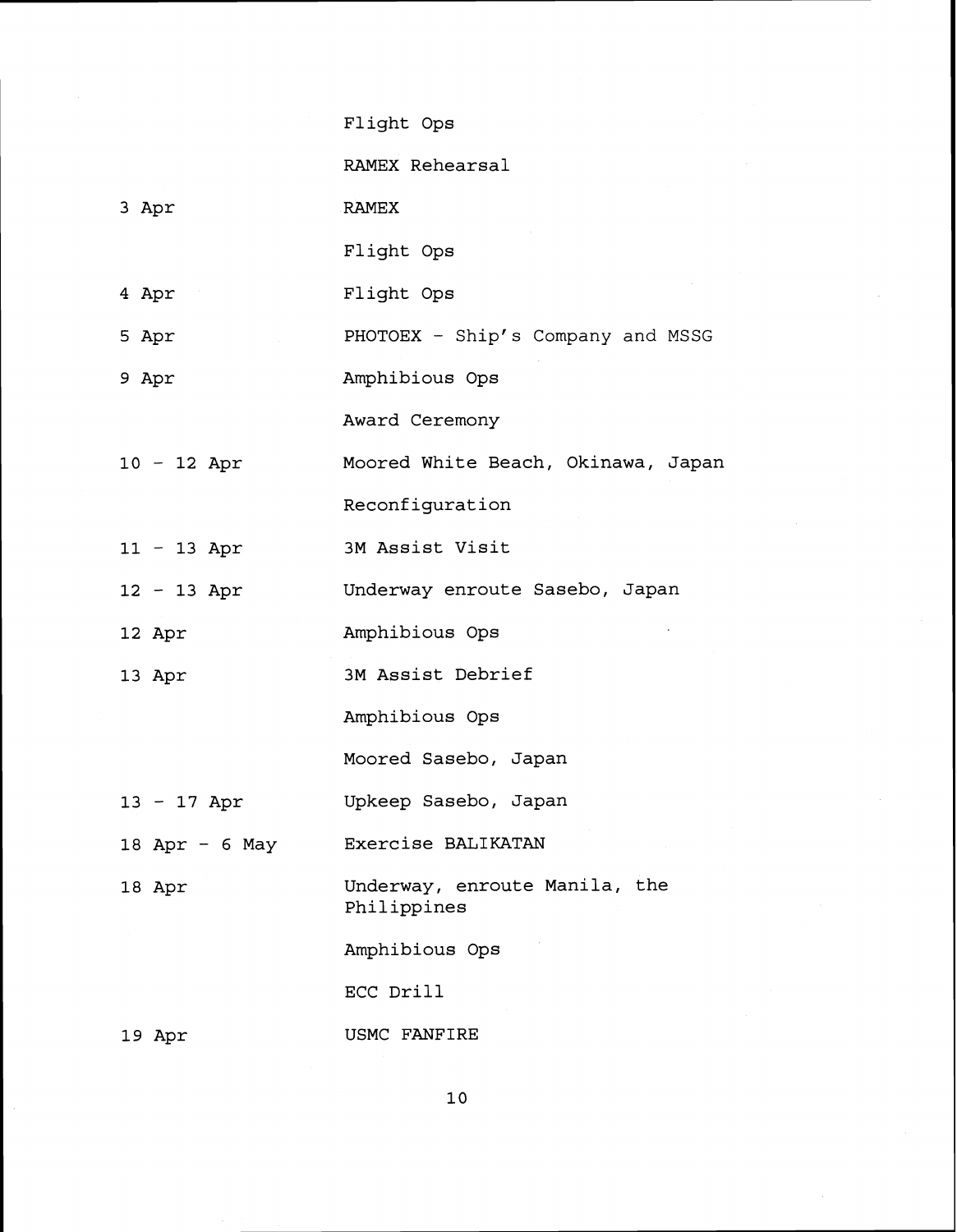| | |
|---|---|
| | Flight Ops |
| | RAMEX Rehearsal |
| 3 Apr | RAMEX |
| | Flight Ops |
| 4 Apr | Flight Ops |
| 5 Apr | PHOTOEX - Ship's Company and MSSG |
| 9 Apr | Amphibious Ops |
| | Award Ceremony |
| 10 - 12 Apr | Moored White Beach, Okinawa, Japan |
| | Reconfiguration |
| 11 - 13 Apr | 3M Assist Visit |
| 12 - 13 Apr | Underway enroute Sasebo, Japan |
| 12 Apr | Amphibious Ops |
| 13 Apr | 3M Assist Debrief |
| | Amphibious Ops |
| | Moored Sasebo, Japan |
| 13 - 17 Apr | Upkeep Sasebo, Japan |
| 18 Apr - 6 May | Exercise BALIKATAN |
| 18 Apr | Underway, enroute Manila, the Philippines |
| | Amphibious Ops |
| | ECC Drill |
| 19 Apr | USMC FANFIRE |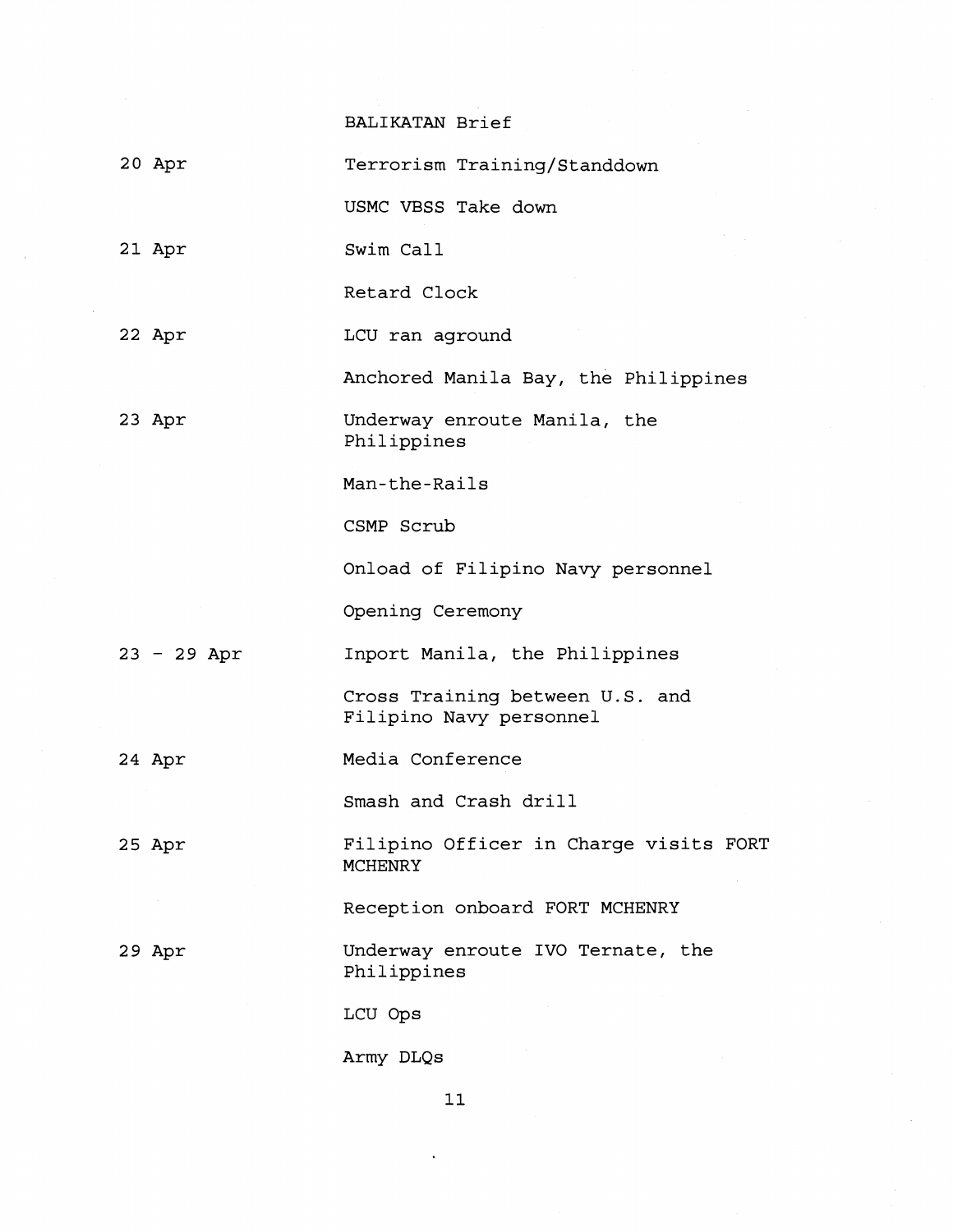| | |
|---|---|
| | BALIKATAN Brief |
| 20 Apr | Terrorism Training/Standdown |
| | USMC VBSS Take down |
| 21 Apr | Swim Call |
| | Retard Clock |
| 22 Apr | LCU ran aground |
| | Anchored Manila Bay, the Philippines |
| 23 Apr | Underway enroute Manila, the Philippines |
| | Man-the-Rails |
| | CSMP Scrub |
| | Onload of Filipino Navy personnel |
| | Opening Ceremony |
| 23 - 29 Apr | Inport Manila, the Philippines |
| | Cross Training between U.S. and Filipino Navy personnel |
| 24 Apr | Media Conference |
| | Smash and Crash drill |
| 25 Apr | Filipino Officer in Charge visits FORT MCHENRY |
| | Reception onboard FORT MCHENRY |
| 29 Apr | Underway enroute IVO Ternate, the Philippines |
| | LCU Ops |
| | Army DLQs |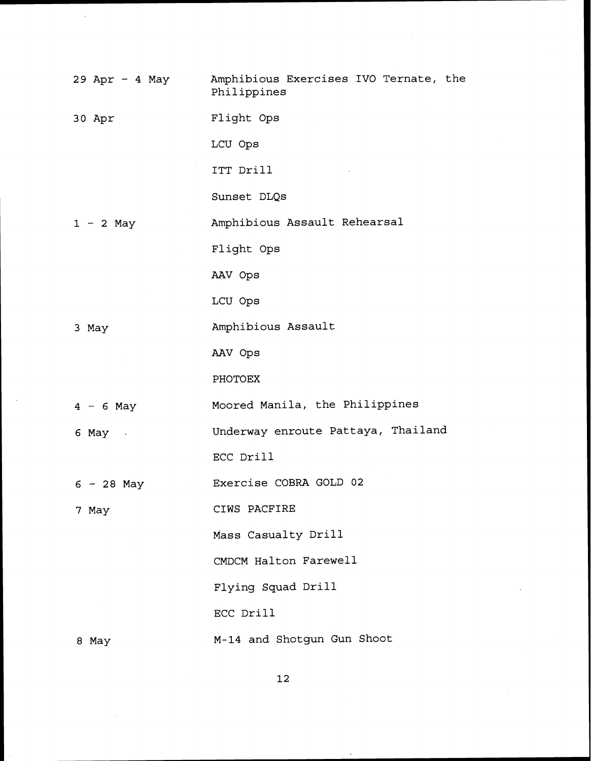| | |
|---|---|
| 29 Apr - 4 May | Amphibious Exercises IVO Ternate, the Philippines |
| 30 Apr | Flight Ops |
| | LCU Ops |
| | ITT Drill |
| | Sunset DLQs |
| 1 - 2 May | Amphibious Assault Rehearsal |
| | Flight Ops |
| | AAV Ops |
| | LCU Ops |
| 3 May | Amphibious Assault |
| | AAV Ops |
| | PHOTOEX |
| 4 - 6 May | Moored Manila, the Philippines |
| 6 May | Underway enroute Pattaya, Thailand |
| | ECC Drill |
| 6 - 28 May | Exercise COBRA GOLD 02 |
| 7 May | CIWS PACFIRE |
| | Mass Casualty Drill |
| | CMDCM Halton Farewell |
| | Flying Squad Drill |
| | ECC Drill |
| 8 May | M-14 and Shotgun Gun Shoot |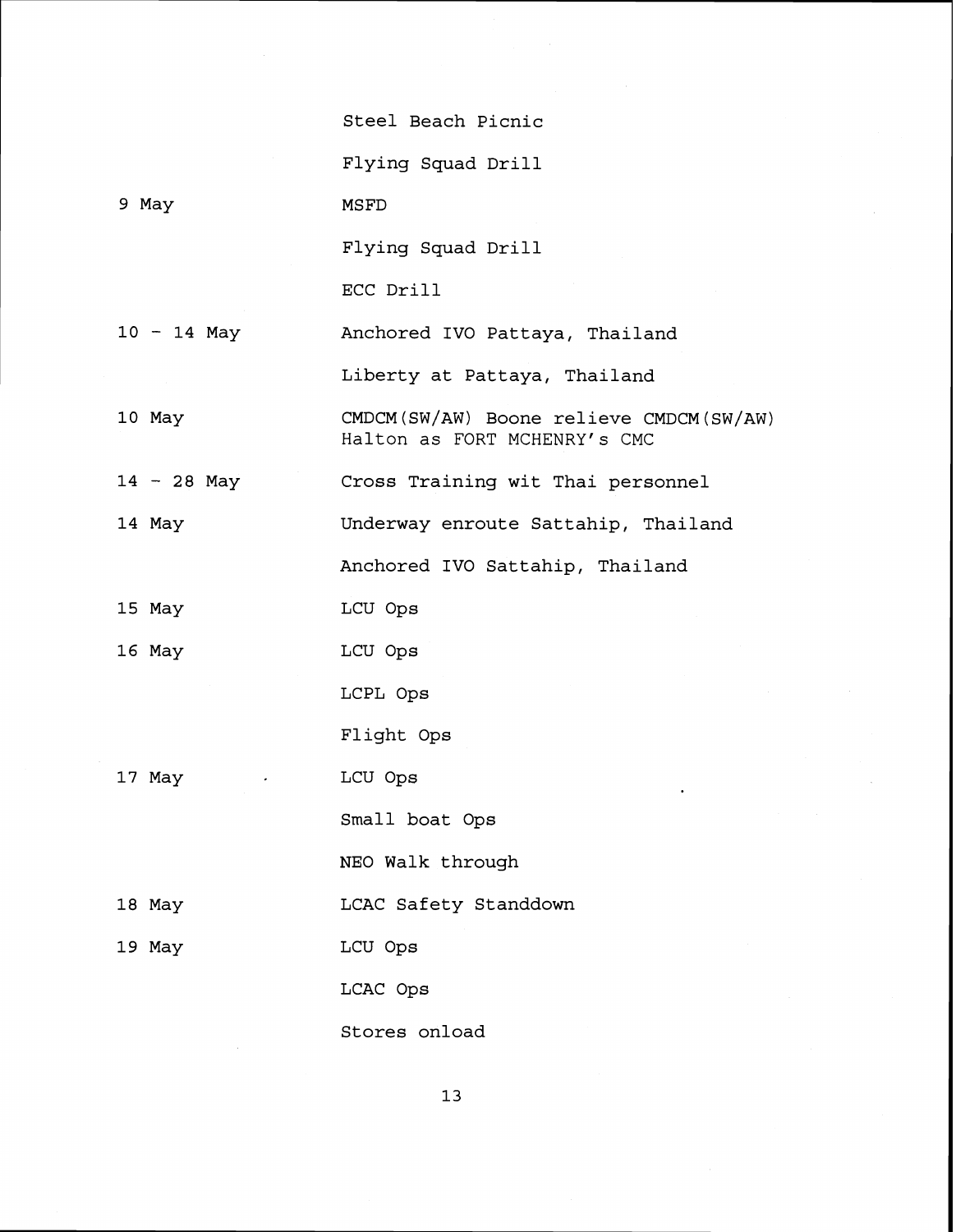| | |
|---|---|
| | Steel Beach Picnic |
| | Flying Squad Drill |
| 9 May | MSFD |
| | Flying Squad Drill |
| | ECC Drill |
| 10 - 14 May | Anchored IVO Pattaya, Thailand |
| | Liberty at Pattaya, Thailand |
| 10 May | CMDCM(SW/AW) Boone relieve CMDCM(SW/AW) Halton as FORT MCHENRY's CMC |
| 14 - 28 May | Cross Training wit Thai personnel |
| 14 May | Underway enroute Sattahip, Thailand |
| | Anchored IVO Sattahip, Thailand |
| 15 May | LCU Ops |
| 16 May | LCU Ops |
| | LCPL Ops |
| | Flight Ops |
| 17 May | LCU Ops |
| | Small boat Ops |
| | NEO Walk through |
| 18 May | LCAC Safety Standdown |
| 19 May | LCU Ops |
| | LCAC Ops |
| | Stores onload |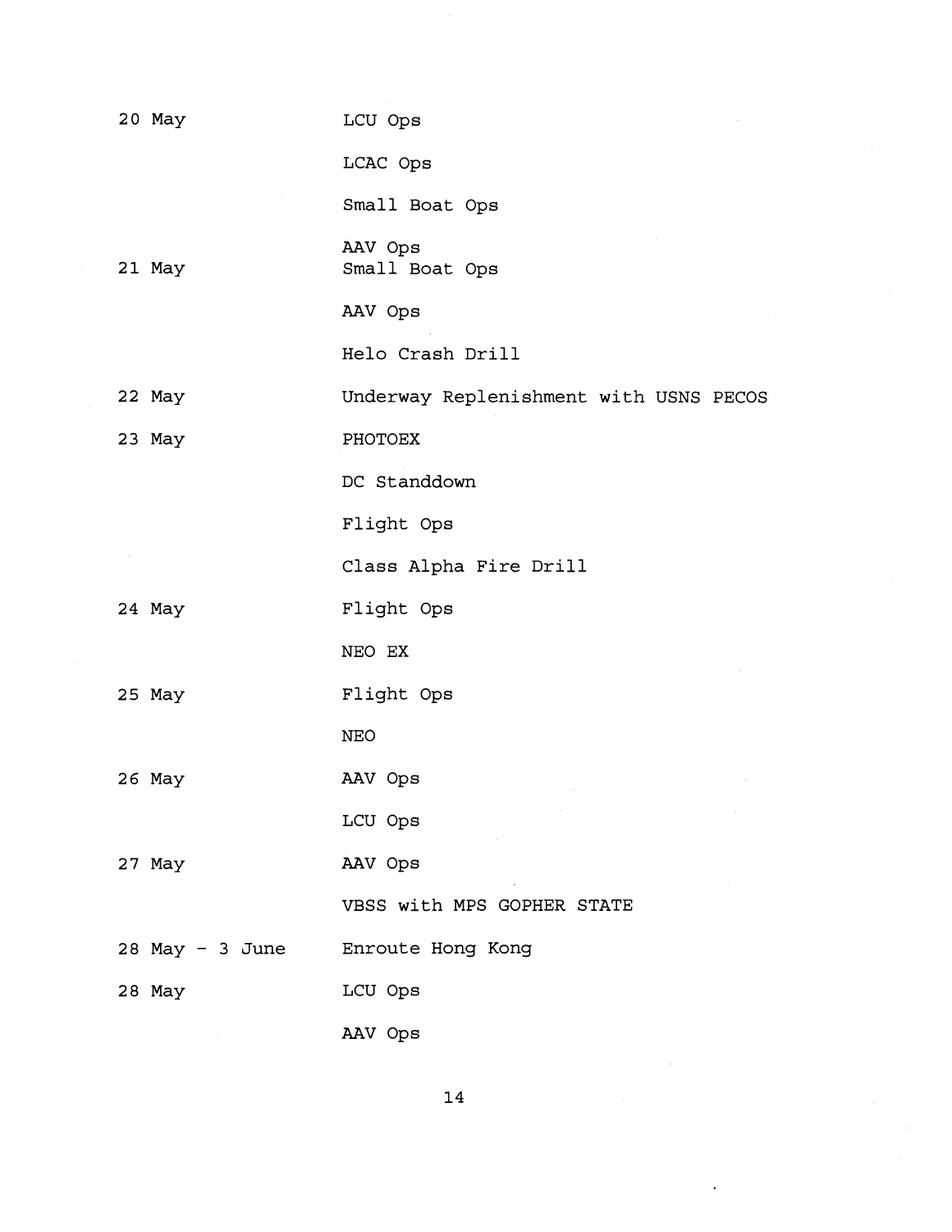| | |
|---|---|
| 20 May | LCU Ops |
| | LCAC Ops |
| | Small Boat Ops |
| | AAV Ops |
| 21 May | Small Boat Ops |
| | AAV Ops |
| | Helo Crash Drill |
| 22 May | Underway Replenishment with USNS PECOS |
| 23 May | PHOTOEX |
| | DC Standdown |
| | Flight Ops |
| | Class Alpha Fire Drill |
| 24 May | Flight Ops |
| | NEO EX |
| 25 May | Flight Ops |
| | NEO |
| 26 May | AAV Ops |
| | LCU Ops |
| 27 May | AAV Ops |
| | VBSS with MPS GOPHER STATE |
| 28 May - 3 June | Enroute Hong Kong |
| 28 May | LCU Ops |
| | AAV Ops |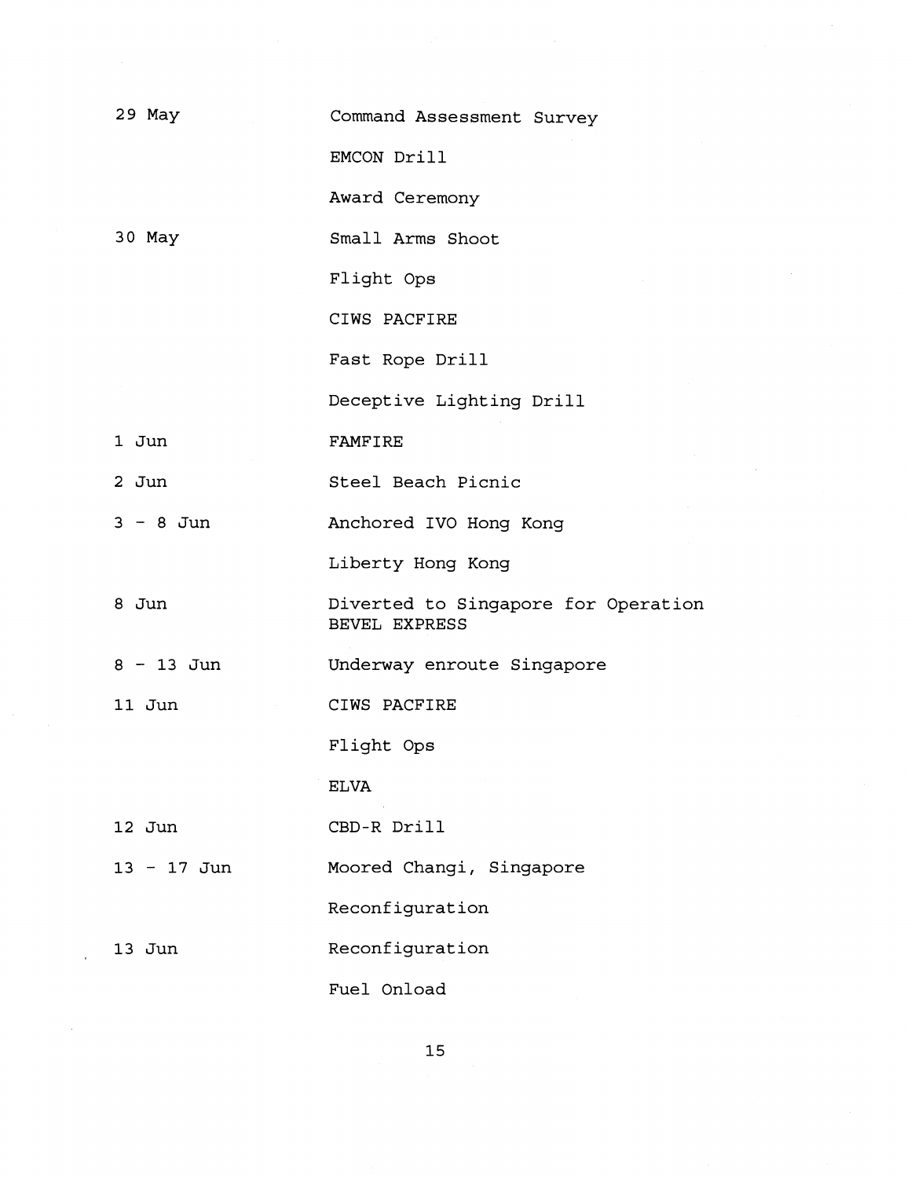| | |
|---|---|
| 29 May | Command Assessment Survey |
| | EMCON Drill |
| | Award Ceremony |
| 30 May | Small Arms Shoot |
| | Flight Ops |
| | CIWS PACFIRE |
| | Fast Rope Drill |
| | Deceptive Lighting Drill |
| 1 Jun | FAMFIRE |
| 2 Jun | Steel Beach Picnic |
| 3 - 8 Jun | Anchored IVO Hong Kong |
| | Liberty Hong Kong |
| 8 Jun | Diverted to Singapore for Operation BEVEL EXPRESS |
| 8 - 13 Jun | Underway enroute Singapore |
| 11 Jun | CIWS PACFIRE |
| | Flight Ops |
| | ELVA |
| 12 Jun | CBD-R Drill |
| 13 - 17 Jun | Moored Changi, Singapore |
| | Reconfiguration |
| 13 Jun | Reconfiguration |
| | Fuel Onload |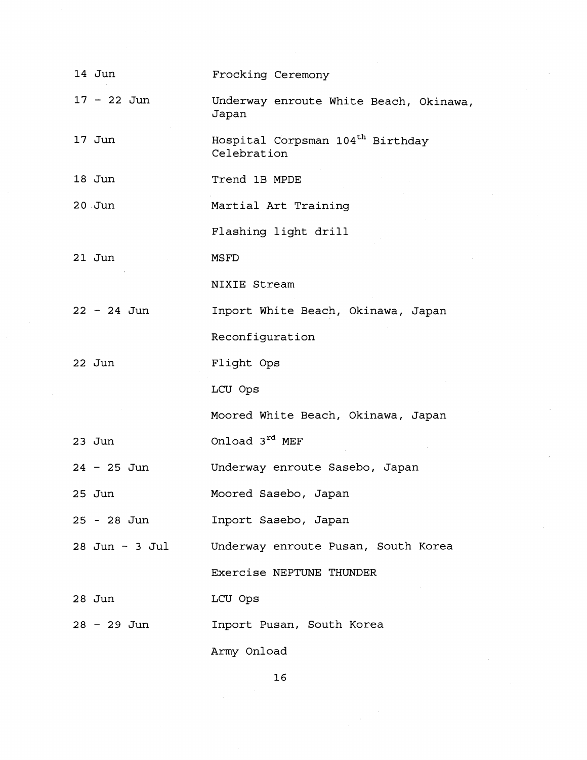| | |
|---|---|
| 14 Jun | Frocking Ceremony |
| 17 - 22 Jun | Underway enroute White Beach, Okinawa, Japan |
| 17 Jun | Hospital Corpsman 104th Birthday Celebration |
| 18 Jun | Trend 1B MPDE |
| 20 Jun | Martial Art Training |
| | Flashing light drill |
| 21 Jun | MSFD |
| | NIXIE Stream |
| 22 - 24 Jun | Inport White Beach, Okinawa, Japan |
| | Reconfiguration |
| 22 Jun | Flight Ops |
| | LCU Ops |
| | Moored White Beach, Okinawa, Japan |
| 23 Jun | Onload 3rd MEF |
| 24 - 25 Jun | Underway enroute Sasebo, Japan |
| 25 Jun | Moored Sasebo, Japan |
| 25 - 28 Jun | Inport Sasebo, Japan |
| 28 Jun - 3 Jul | Underway enroute Pusan, South Korea |
| | Exercise NEPTUNE THUNDER |
| 28 Jun | LCU Ops |
| 28 - 29 Jun | Inport Pusan, South Korea |
| | Army Onload |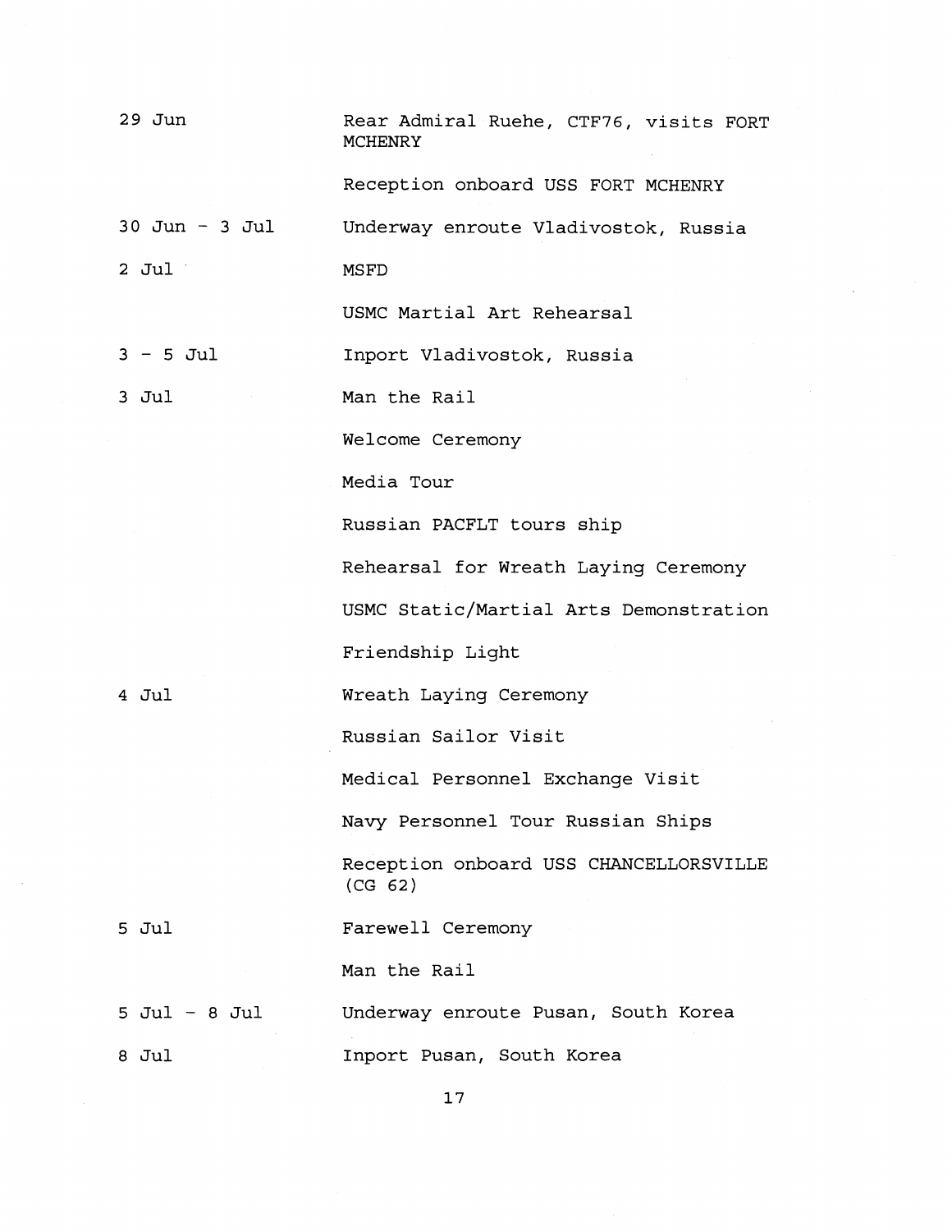| | |
|---|---|
| 29 Jun | Rear Admiral Ruehe, CTF76, visits FORT MCHENRY |
| | Reception onboard USS FORT MCHENRY |
| 30 Jun - 3 Jul | Underway enroute Vladivostok, Russia |
| 2 Jul | MSFD |
| | USMC Martial Art Rehearsal |
| 3 - 5 Jul | Inport Vladivostok, Russia |
| 3 Jul | Man the Rail |
| | Welcome Ceremony |
| | Media Tour |
| | Russian PACFLT tours ship |
| | Rehearsal for Wreath Laying Ceremony |
| | USMC Static/Martial Arts Demonstration |
| | Friendship Light |
| 4 Jul | Wreath Laying Ceremony |
| | Russian Sailor Visit |
| | Medical Personnel Exchange Visit |
| | Navy Personnel Tour Russian Ships |
| | Reception onboard USS CHANCELLORSVILLE (CG 62) |
| 5 Jul | Farewell Ceremony |
| | Man the Rail |
| 5 Jul - 8 Jul | Underway enroute Pusan, South Korea |
| 8 Jul | Inport Pusan, South Korea |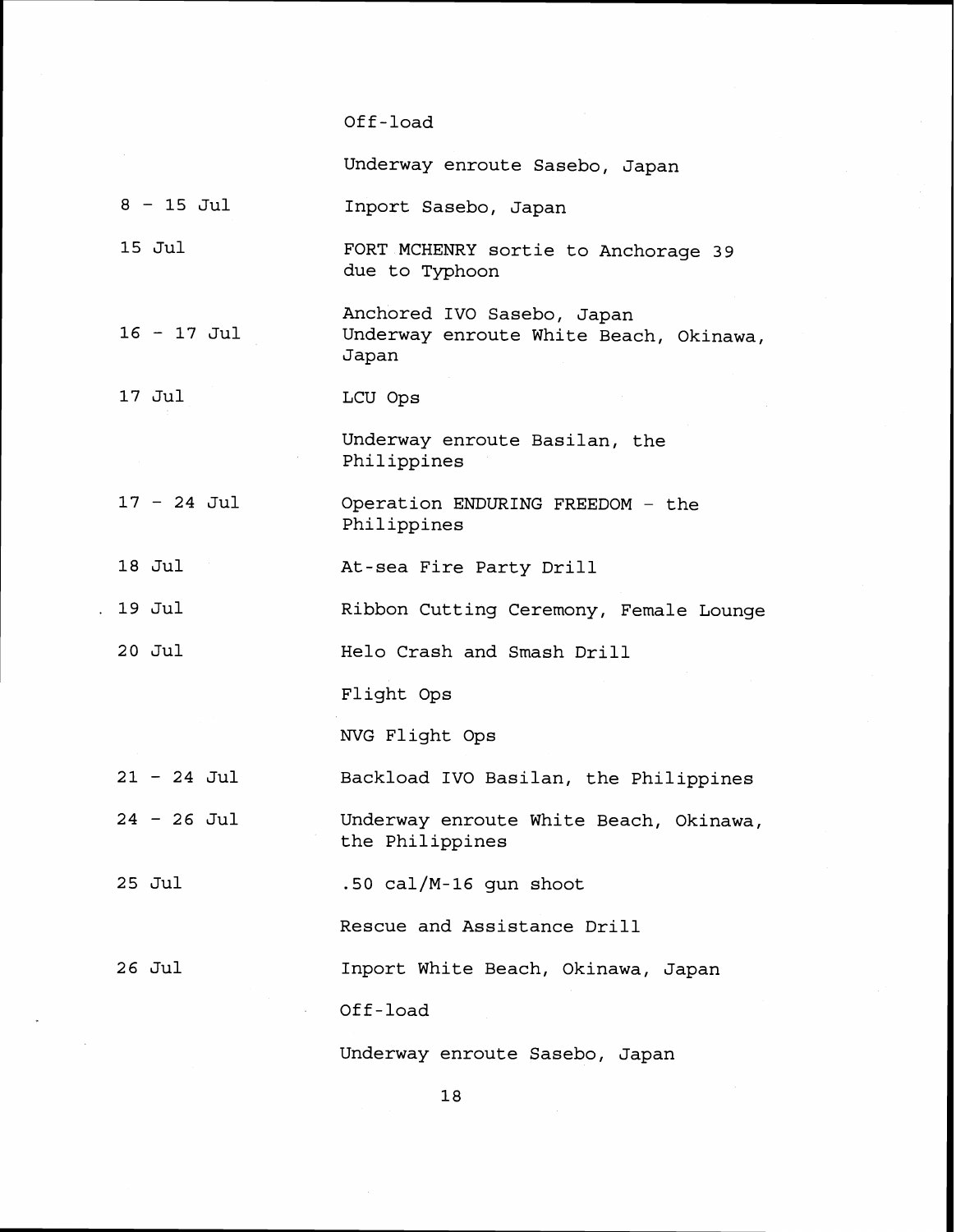| | |
|---|---|
| | Off-load |
| | Underway enroute Sasebo, Japan |
| 8 - 15 Jul | Inport Sasebo, Japan |
| 15 Jul | FORT MCHENRY sortie to Anchorage 39 due to Typhoon |
| | Anchored IVO Sasebo, Japan |
| 16 - 17 Jul | Underway enroute White Beach, Okinawa, Japan |
| 17 Jul | LCU Ops |
| | Underway enroute Basilan, the Philippines |
| 17 - 24 Jul | Operation ENDURING FREEDOM - the Philippines |
| 18 Jul | At-sea Fire Party Drill |
| 19 Jul | Ribbon Cutting Ceremony, Female Lounge |
| 20 Jul | Helo Crash and Smash Drill |
| | Flight Ops |
| | NVG Flight Ops |
| 21 - 24 Jul | Backload IVO Basilan, the Philippines |
| 24 - 26 Jul | Underway enroute White Beach, Okinawa, the Philippines |
| 25 Jul | .50 cal/M-16 gun shoot |
| | Rescue and Assistance Drill |
| 26 Jul | Inport White Beach, Okinawa, Japan |
| | Off-load |
| | Underway enroute Sasebo, Japan |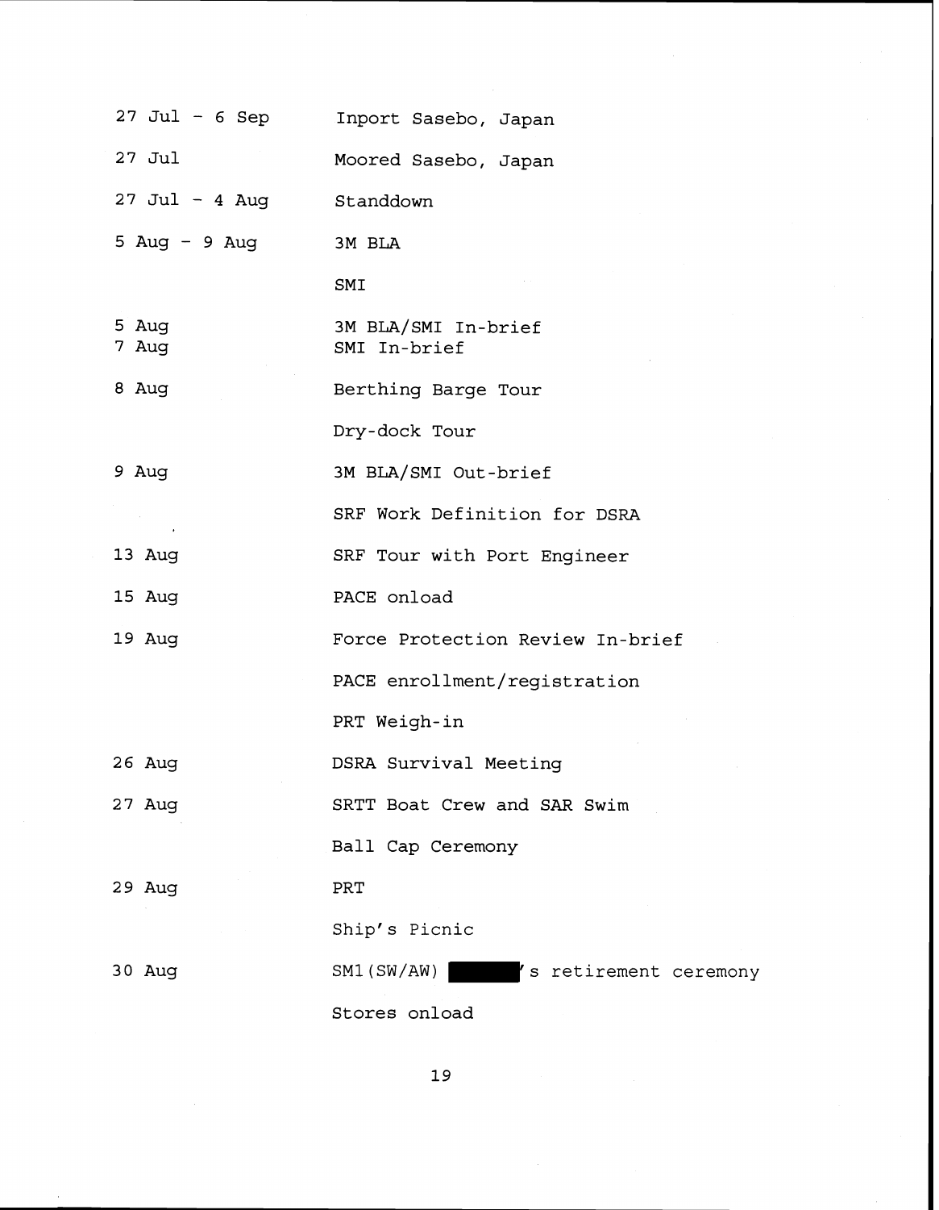| | |
|---|---|
| 27 Jul - 6 Sep | Inport Sasebo, Japan |
| 27 Jul | Moored Sasebo, Japan |
| 27 Jul - 4 Aug | Standdown |
| 5 Aug - 9 Aug | 3M BLA |
| | SMI |
| 5 Aug | 3M BLA/SMI In-brief |
| 7 Aug | SMI In-brief |
| 8 Aug | Berthing Barge Tour |
| | Dry-dock Tour |
| 9 Aug | 3M BLA/SMI Out-brief |
| | SRF Work Definition for DSRA |
| 13 Aug | SRF Tour with Port Engineer |
| 15 Aug | PACE onload |
| 19 Aug | Force Protection Review In-brief |
| | PACE enrollment/registration |
| | PRT Weigh-in |
| 26 Aug | DSRA Survival Meeting |
| 27 Aug | SRTT Boat Crew and SAR Swim |
| | Ball Cap Ceremony |
| 29 Aug | PRT |
| | Ship's Picnic |
| 30 Aug | SM1(SW/AW) ██████'s retirement ceremony |
| | Stores onload |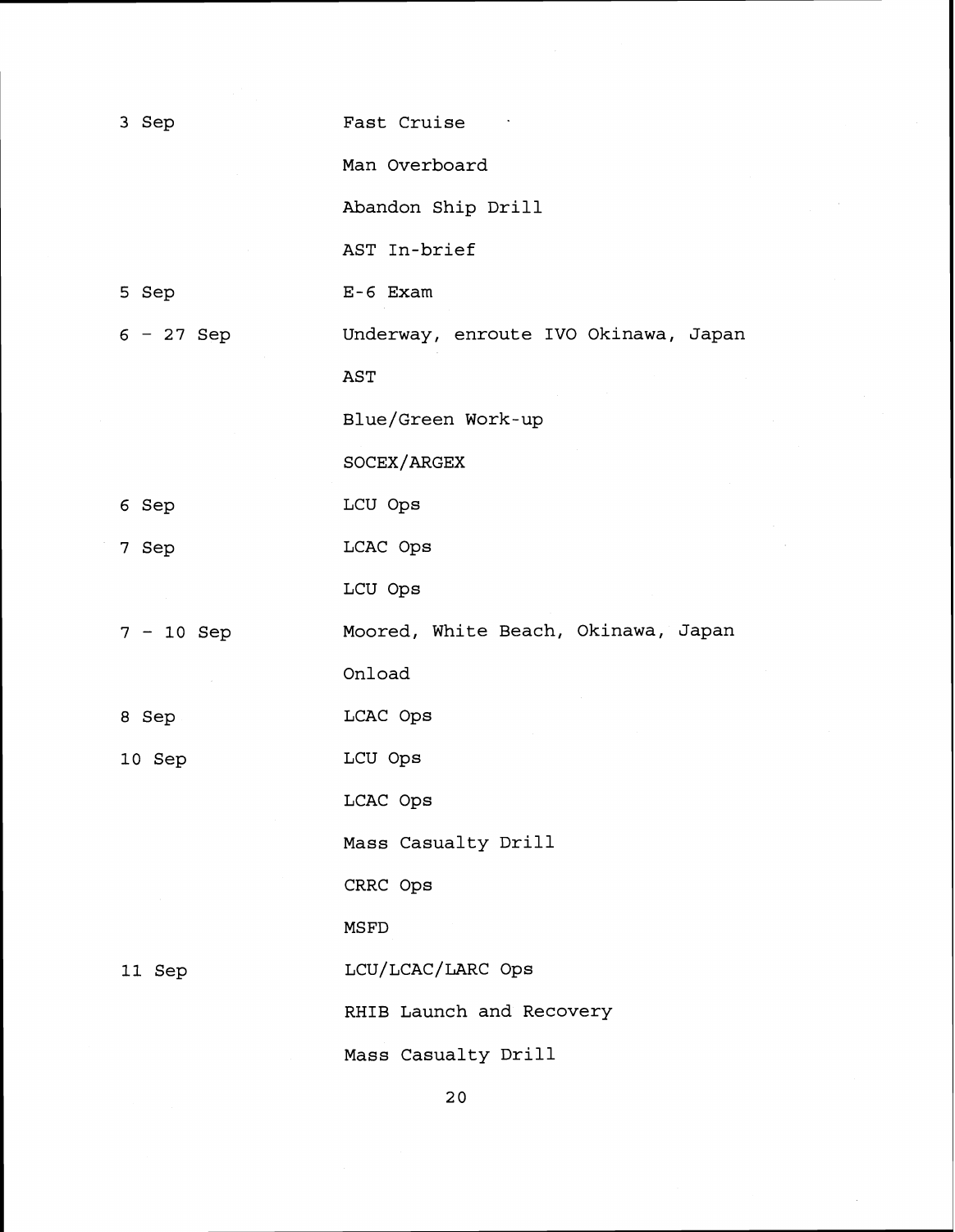| | |
|---|---|
| 3 Sep | Fast Cruise |
| | Man Overboard |
| | Abandon Ship Drill |
| | AST In-brief |
| 5 Sep | E-6 Exam |
| 6 - 27 Sep | Underway, enroute IVO Okinawa, Japan |
| | AST |
| | Blue/Green Work-up |
| | SOCEX/ARGEX |
| 6 Sep | LCU Ops |
| 7 Sep | LCAC Ops |
| | LCU Ops |
| 7 - 10 Sep | Moored, White Beach, Okinawa, Japan |
| | Onload |
| 8 Sep | LCAC Ops |
| 10 Sep | LCU Ops |
| | LCAC Ops |
| | Mass Casualty Drill |
| | CRRC Ops |
| | MSFD |
| 11 Sep | LCU/LCAC/LARC Ops |
| | RHIB Launch and Recovery |
| | Mass Casualty Drill |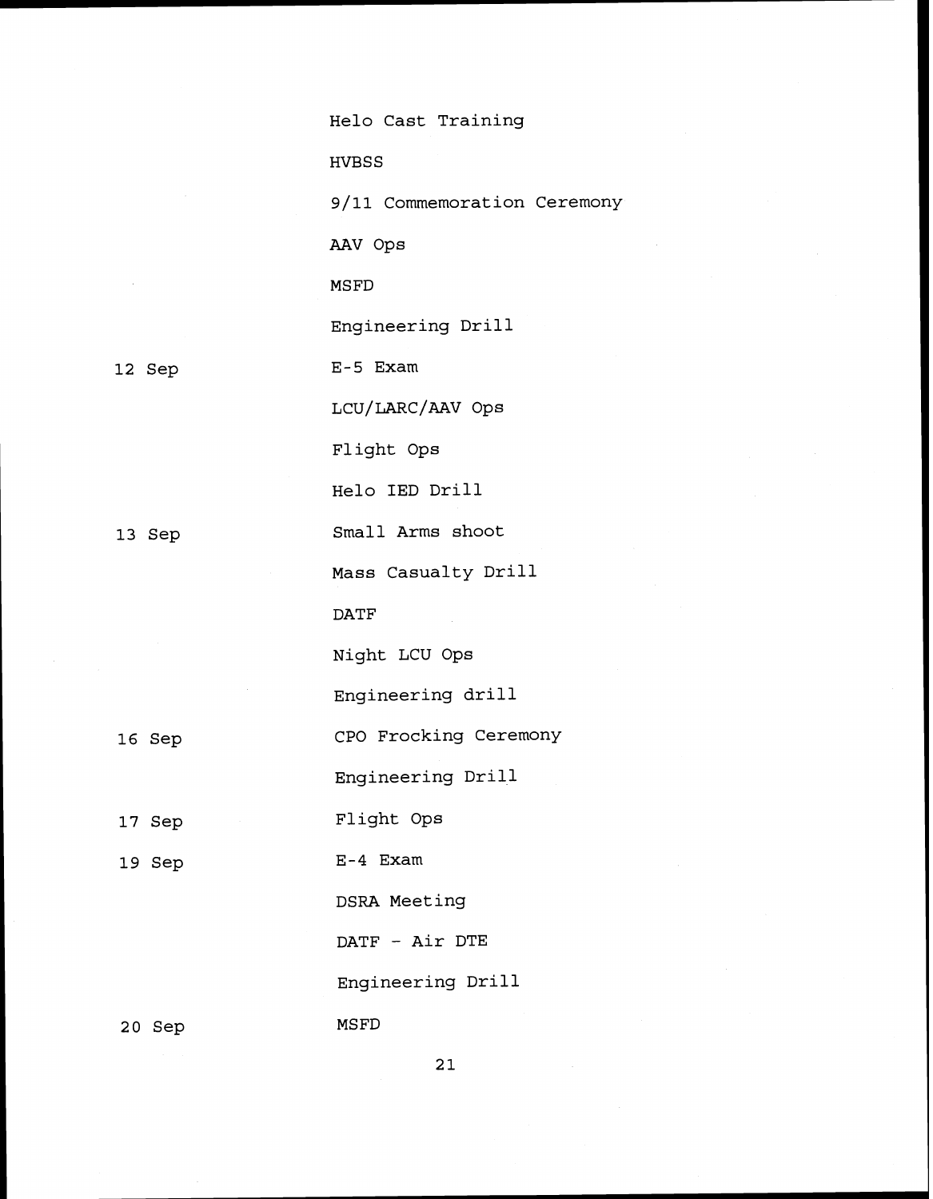| | |
|---|---|
| | Helo Cast Training |
| | HVBSS |
| | 9/11 Commemoration Ceremony |
| | AAV Ops |
| | MSFD |
| | Engineering Drill |
| 12 Sep | E-5 Exam |
| | LCU/LARC/AAV Ops |
| | Flight Ops |
| | Helo IED Drill |
| 13 Sep | Small Arms shoot |
| | Mass Casualty Drill |
| | DATF |
| | Night LCU Ops |
| | Engineering drill |
| 16 Sep | CPO Frocking Ceremony |
| | Engineering Drill |
| 17 Sep | Flight Ops |
| 19 Sep | E-4 Exam |
| | DSRA Meeting |
| | DATF - Air DTE |
| | Engineering Drill |
| 20 Sep | MSFD |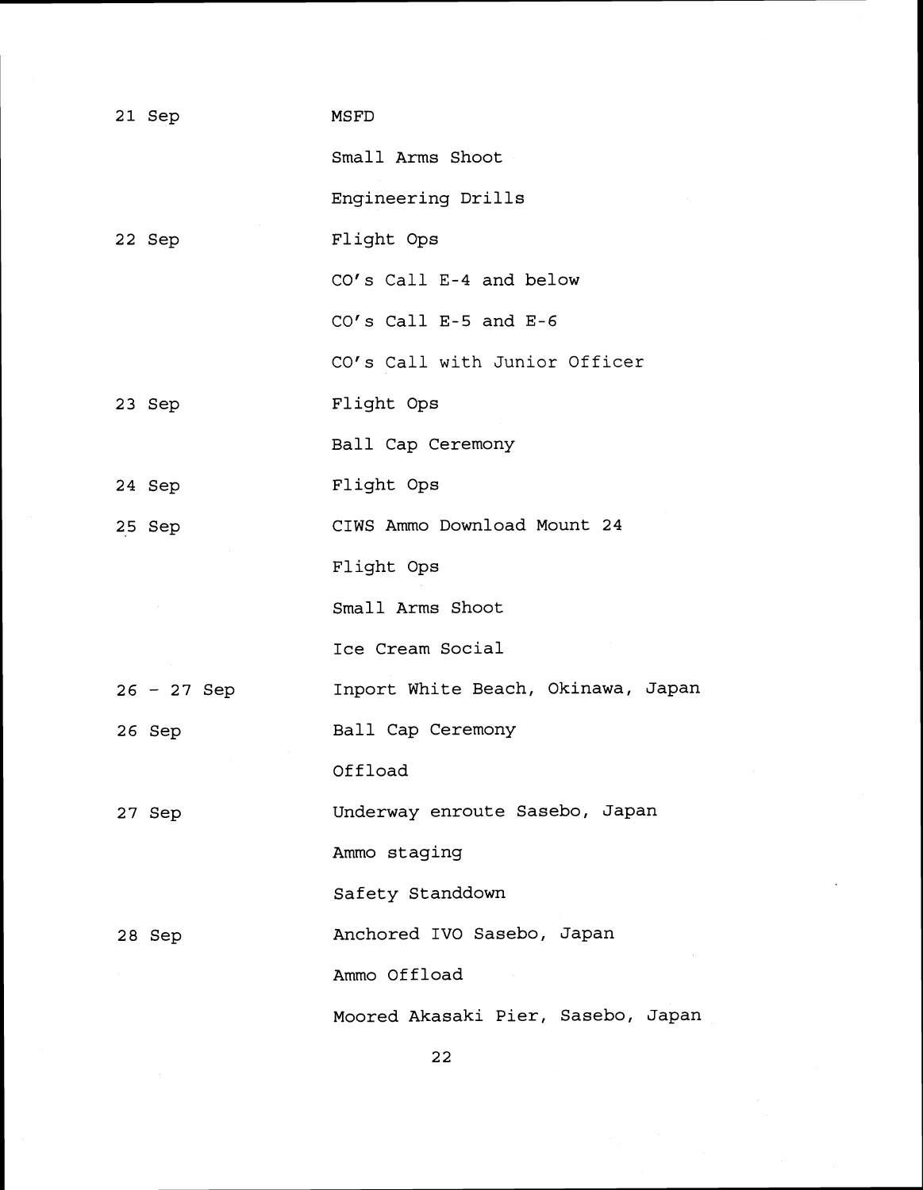| | |
|---|---|
| 21 Sep | MSFD |
| | Small Arms Shoot |
| | Engineering Drills |
| 22 Sep | Flight Ops |
| | CO's Call E-4 and below |
| | CO's Call E-5 and E-6 |
| | CO's Call with Junior Officer |
| 23 Sep | Flight Ops |
| | Ball Cap Ceremony |
| 24 Sep | Flight Ops |
| 25 Sep | CIWS Ammo Download Mount 24 |
| | Flight Ops |
| | Small Arms Shoot |
| | Ice Cream Social |
| 26 - 27 Sep | Inport White Beach, Okinawa, Japan |
| 26 Sep | Ball Cap Ceremony |
| | Offload |
| 27 Sep | Underway enroute Sasebo, Japan |
| | Ammo staging |
| | Safety Standdown |
| 28 Sep | Anchored IVO Sasebo, Japan |
| | Ammo Offload |
| | Moored Akasaki Pier, Sasebo, Japan |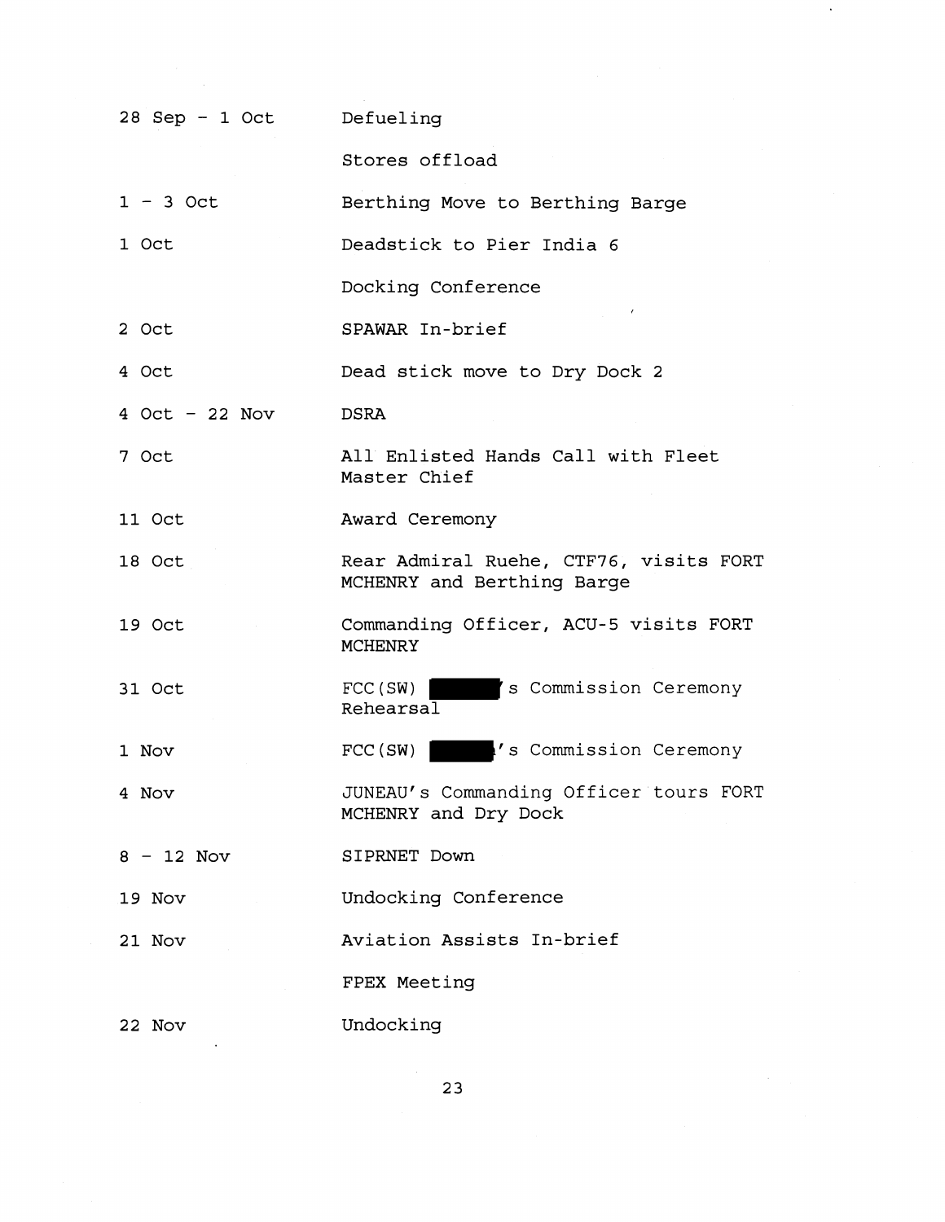| | |
|---|---|
| 28 Sep - 1 Oct | Defueling |
| | Stores offload |
| 1 - 3 Oct | Berthing Move to Berthing Barge |
| 1 Oct | Deadstick to Pier India 6 |
| | Docking Conference |
| 2 Oct | SPAWAR In-brief |
| 4 Oct | Dead stick move to Dry Dock 2 |
| 4 Oct - 22 Nov | DSRA |
| 7 Oct | All Enlisted Hands Call with Fleet Master Chief |
| 11 Oct | Award Ceremony |
| 18 Oct | Rear Admiral Ruehe, CTF76, visits FORT MCHENRY and Berthing Barge |
| 19 Oct | Commanding Officer, ACU-5 visits FORT MCHENRY |
| 31 Oct | FCC(SW) [REDACTED]'s Commission Ceremony Rehearsal |
| 1 Nov | FCC(SW) [REDACTED]'s Commission Ceremony |
| 4 Nov | JUNEAU's Commanding Officer tours FORT MCHENRY and Dry Dock |
| 8 - 12 Nov | SIPRNET Down |
| 19 Nov | Undocking Conference |
| 21 Nov | Aviation Assists In-brief |
| | FPEX Meeting |
| 22 Nov | Undocking |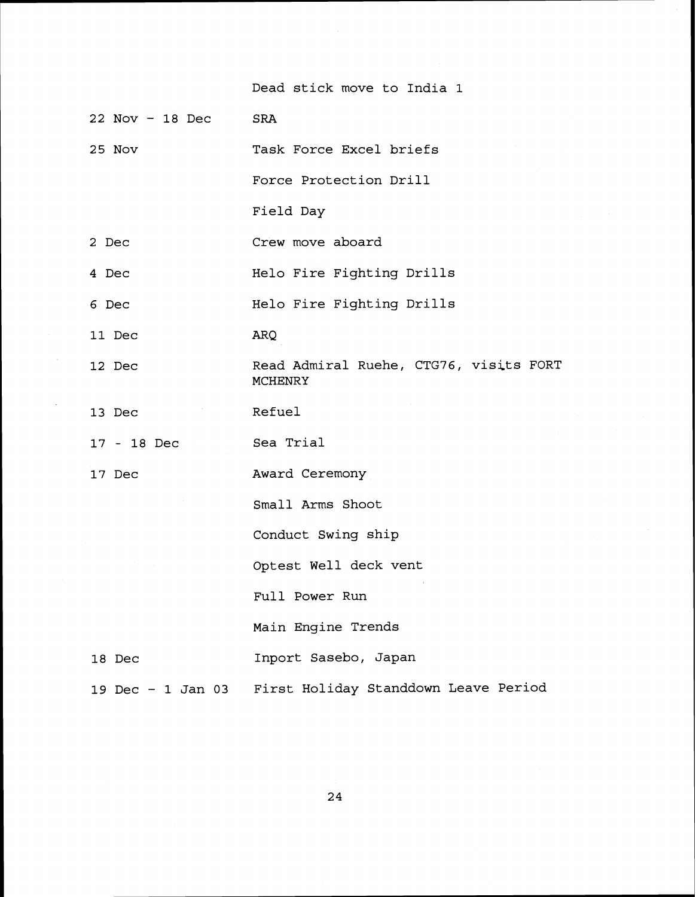| | |
|---|---|
| | Dead stick move to India 1 |
| 22 Nov - 18 Dec | SRA |
| 25 Nov | Task Force Excel briefs |
| | Force Protection Drill |
| | Field Day |
| 2 Dec | Crew move aboard |
| 4 Dec | Helo Fire Fighting Drills |
| 6 Dec | Helo Fire Fighting Drills |
| 11 Dec | ARQ |
| 12 Dec | Read Admiral Ruehe, CTG76, visits FORT MCHENRY |
| 13 Dec | Refuel |
| 17 - 18 Dec | Sea Trial |
| 17 Dec | Award Ceremony |
| | Small Arms Shoot |
| | Conduct Swing ship |
| | Optest Well deck vent |
| | Full Power Run |
| | Main Engine Trends |
| 18 Dec | Inport Sasebo, Japan |
| 19 Dec - 1 Jan 03 | First Holiday Standdown Leave Period |